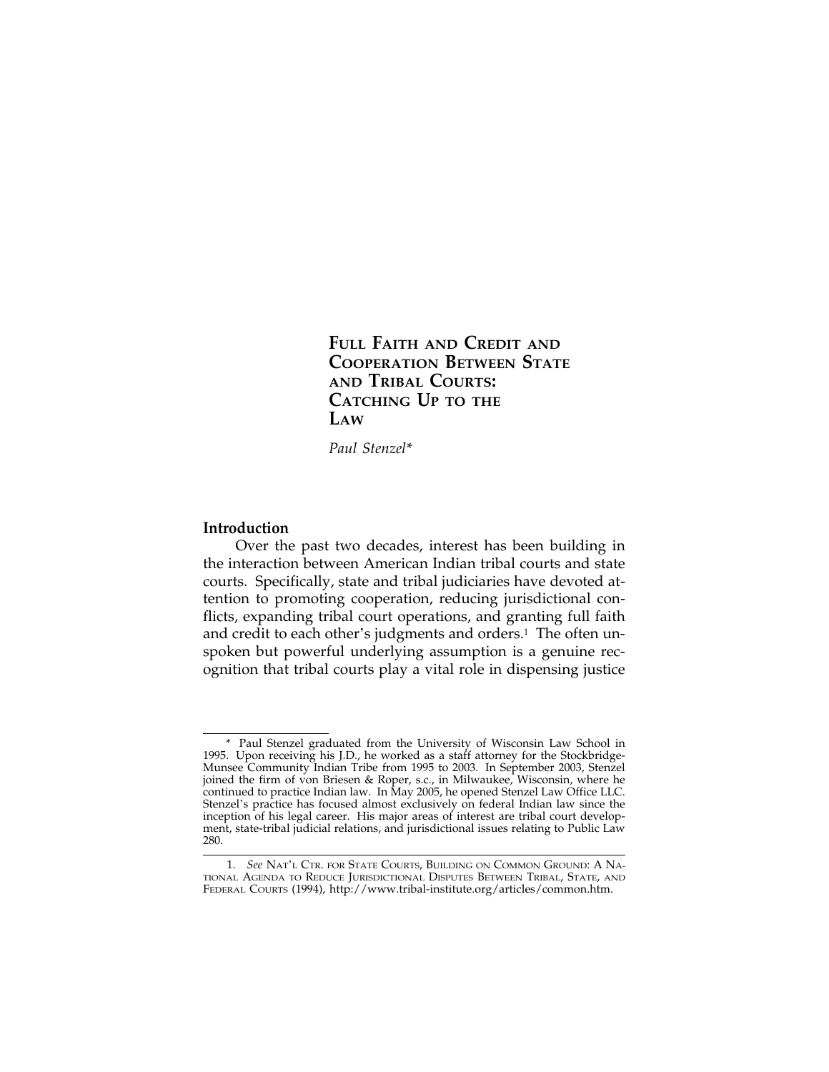# Full Faith and Credit and Cooperation Between State and Tribal Courts: Catching Up to the Law

*Paul Stenzel**

## Introduction

Over the past two decades, interest has been building in the interaction between American Indian tribal courts and state courts. Specifically, state and tribal judiciaries have devoted attention to promoting cooperation, reducing jurisdictional conflicts, expanding tribal court operations, and granting full faith and credit to each other's judgments and orders.[1] The often unspoken but powerful underlying assumption is a genuine recognition that tribal courts play a vital role in dispensing justice

---

\* Paul Stenzel graduated from the University of Wisconsin Law School in 1995. Upon receiving his J.D., he worked as a staff attorney for the Stockbridge-Munsee Community Indian Tribe from 1995 to 2003. In September 2003, Stenzel joined the firm of von Briesen & Roper, s.c., in Milwaukee, Wisconsin, where he continued to practice Indian law. In May 2005, he opened Stenzel Law Office LLC. Stenzel's practice has focused almost exclusively on federal Indian law since the inception of his legal career. His major areas of interest are tribal court development, state-tribal judicial relations, and jurisdictional issues relating to Public Law 280.

1. *See* NAT'L CTR. FOR STATE COURTS, BUILDING ON COMMON GROUND: A NATIONAL AGENDA TO REDUCE JURISDICTIONAL DISPUTES BETWEEN TRIBAL, STATE, AND FEDERAL COURTS (1994), http://www.tribal-institute.org/articles/common.htm.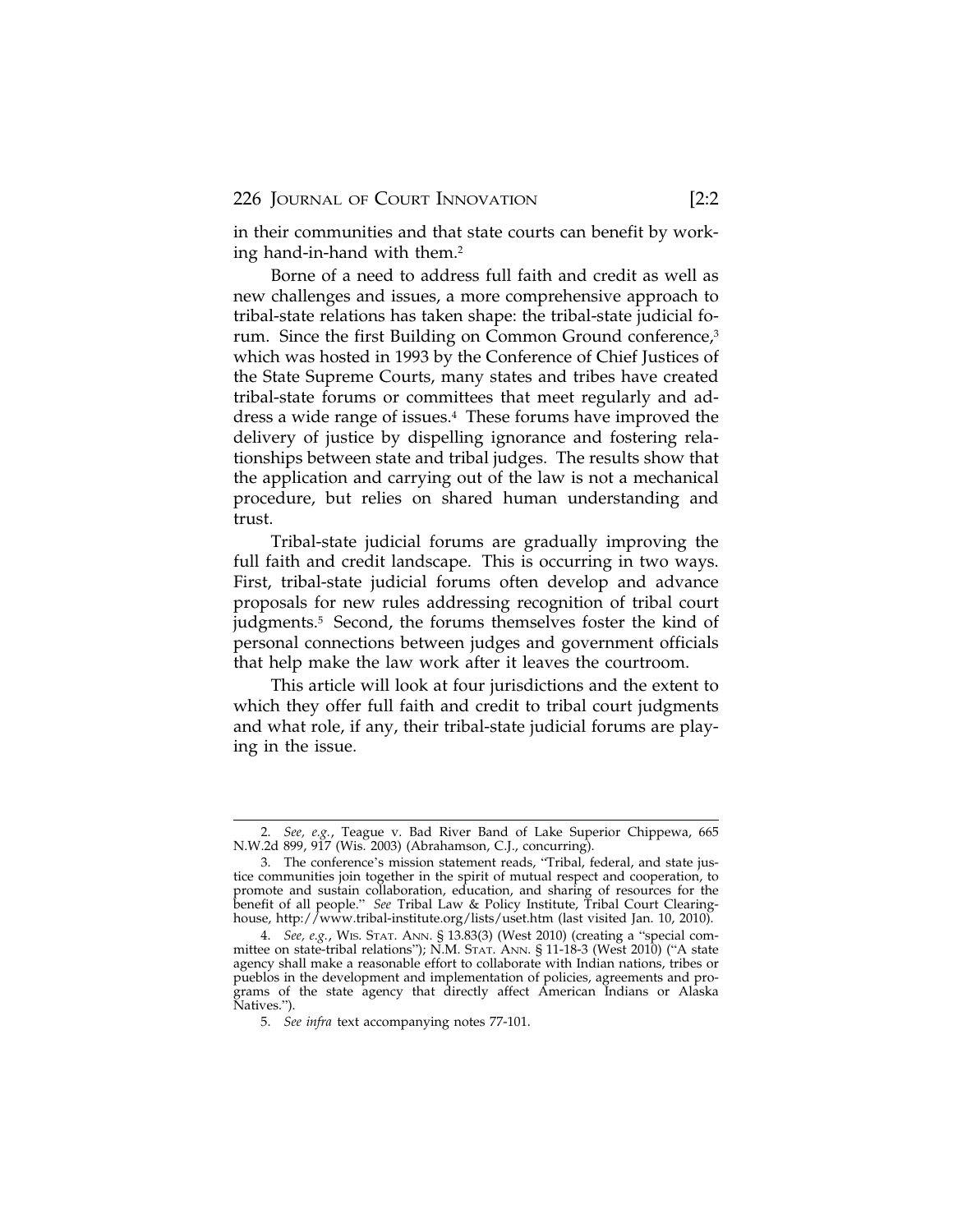in their communities and that state courts can benefit by working hand-in-hand with them.[2]

Borne of a need to address full faith and credit as well as new challenges and issues, a more comprehensive approach to tribal-state relations has taken shape: the tribal-state judicial forum. Since the first Building on Common Ground conference,[3] which was hosted in 1993 by the Conference of Chief Justices of the State Supreme Courts, many states and tribes have created tribal-state forums or committees that meet regularly and address a wide range of issues.[4] These forums have improved the delivery of justice by dispelling ignorance and fostering relationships between state and tribal judges. The results show that the application and carrying out of the law is not a mechanical procedure, but relies on shared human understanding and trust.

Tribal-state judicial forums are gradually improving the full faith and credit landscape. This is occurring in two ways. First, tribal-state judicial forums often develop and advance proposals for new rules addressing recognition of tribal court judgments.[5] Second, the forums themselves foster the kind of personal connections between judges and government officials that help make the law work after it leaves the courtroom.

This article will look at four jurisdictions and the extent to which they offer full faith and credit to tribal court judgments and what role, if any, their tribal-state judicial forums are playing in the issue.

---

2. *See, e.g.*, Teague v. Bad River Band of Lake Superior Chippewa, 665 N.W.2d 899, 917 (Wis. 2003) (Abrahamson, C.J., concurring).

3. The conference's mission statement reads, "Tribal, federal, and state justice communities join together in the spirit of mutual respect and cooperation, to promote and sustain collaboration, education, and sharing of resources for the benefit of all people." *See* Tribal Law & Policy Institute, Tribal Court Clearinghouse, http://www.tribal-institute.org/lists/uset.htm (last visited Jan. 10, 2010).

4. *See, e.g.*, WIS. STAT. ANN. § 13.83(3) (West 2010) (creating a "special committee on state-tribal relations"); N.M. STAT. ANN. § 11-18-3 (West 2010) ("A state agency shall make a reasonable effort to collaborate with Indian nations, tribes or pueblos in the development and implementation of policies, agreements and programs of the state agency that directly affect American Indians or Alaska Natives.").

5. *See infra* text accompanying notes 77-101.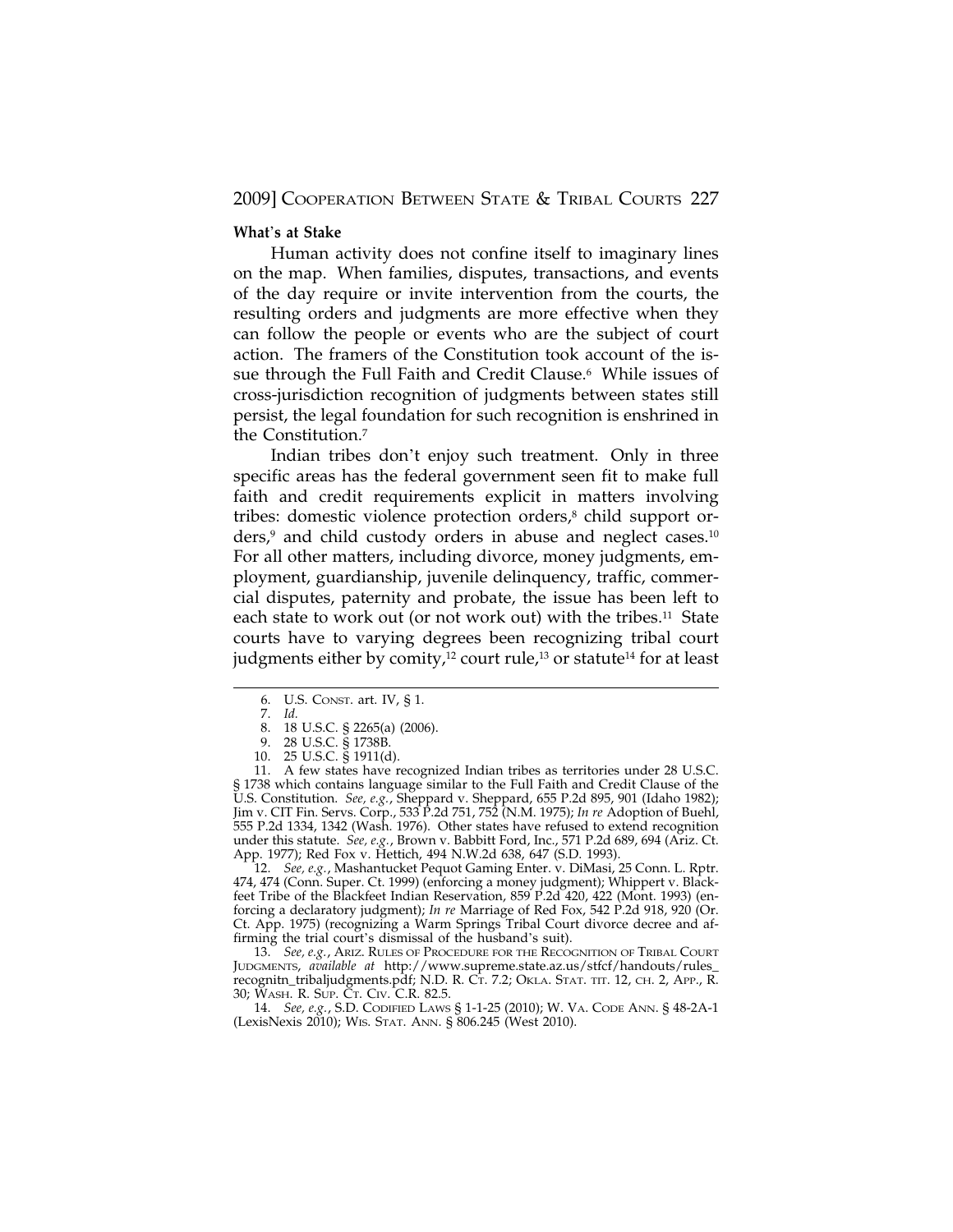**What's at Stake**

Human activity does not confine itself to imaginary lines on the map. When families, disputes, transactions, and events of the day require or invite intervention from the courts, the resulting orders and judgments are more effective when they can follow the people or events who are the subject of court action. The framers of the Constitution took account of the issue through the Full Faith and Credit Clause.[6] While issues of cross-jurisdiction recognition of judgments between states still persist, the legal foundation for such recognition is enshrined in the Constitution.[7]

Indian tribes don't enjoy such treatment. Only in three specific areas has the federal government seen fit to make full faith and credit requirements explicit in matters involving tribes: domestic violence protection orders,[8] child support orders,[9] and child custody orders in abuse and neglect cases.[10] For all other matters, including divorce, money judgments, employment, guardianship, juvenile delinquency, traffic, commercial disputes, paternity and probate, the issue has been left to each state to work out (or not work out) with the tribes.[11] State courts have to varying degrees been recognizing tribal court judgments either by comity,[12] court rule,[13] or statute[14] for at least

---

6. U.S. CONST. art. IV, § 1.

7. *Id.*

8. 18 U.S.C. § 2265(a) (2006).

9. 28 U.S.C. § 1738B.

10. 25 U.S.C. § 1911(d).

11. A few states have recognized Indian tribes as territories under 28 U.S.C. § 1738 which contains language similar to the Full Faith and Credit Clause of the U.S. Constitution. *See, e.g.*, Sheppard v. Sheppard, 655 P.2d 895, 901 (Idaho 1982); Jim v. CIT Fin. Servs. Corp., 533 P.2d 751, 752 (N.M. 1975); *In re* Adoption of Buehl, 555 P.2d 1334, 1342 (Wash. 1976). Other states have refused to extend recognition under this statute. *See, e.g.*, Brown v. Babbitt Ford, Inc., 571 P.2d 689, 694 (Ariz. Ct. App. 1977); Red Fox v. Hettich, 494 N.W.2d 638, 647 (S.D. 1993).

12. *See, e.g.*, Mashantucket Pequot Gaming Enter. v. DiMasi, 25 Conn. L. Rptr. 474, 474 (Conn. Super. Ct. 1999) (enforcing a money judgment); Whippert v. Blackfeet Tribe of the Blackfeet Indian Reservation, 859 P.2d 420, 422 (Mont. 1993) (enforcing a declaratory judgment); *In re* Marriage of Red Fox, 542 P.2d 918, 920 (Or. Ct. App. 1975) (recognizing a Warm Springs Tribal Court divorce decree and affirming the trial court's dismissal of the husband's suit).

13. *See, e.g.*, ARIZ. RULES OF PROCEDURE FOR THE RECOGNITION OF TRIBAL COURT JUDGMENTS, *available at* http://www.supreme.state.az.us/stfcf/handouts/rules_recognitn_tribaljudgments.pdf; N.D. R. CT. 7.2; OKLA. STAT. TIT. 12, CH. 2, APP., R. 30; WASH. R. SUP. CT. CIV. C.R. 82.5.

14. *See, e.g.*, S.D. CODIFIED LAWS § 1-1-25 (2010); W. VA. CODE ANN. § 48-2A-1 (LexisNexis 2010); WIS. STAT. ANN. § 806.245 (West 2010).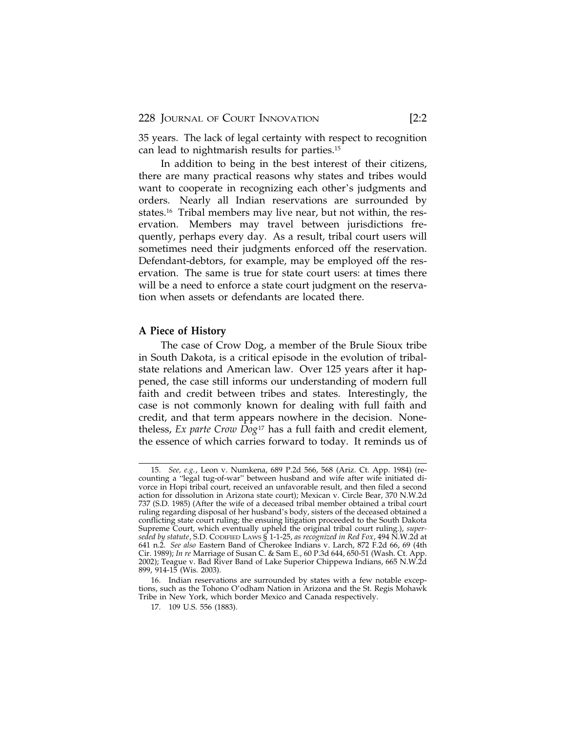35 years. The lack of legal certainty with respect to recognition can lead to nightmarish results for parties.[15]

In addition to being in the best interest of their citizens, there are many practical reasons why states and tribes would want to cooperate in recognizing each other's judgments and orders. Nearly all Indian reservations are surrounded by states.[16] Tribal members may live near, but not within, the reservation. Members may travel between jurisdictions frequently, perhaps every day. As a result, tribal court users will sometimes need their judgments enforced off the reservation. Defendant-debtors, for example, may be employed off the reservation. The same is true for state court users: at times there will be a need to enforce a state court judgment on the reservation when assets or defendants are located there.

### A Piece of History

The case of Crow Dog, a member of the Brule Sioux tribe in South Dakota, is a critical episode in the evolution of tribal-state relations and American law. Over 125 years after it happened, the case still informs our understanding of modern full faith and credit between tribes and states. Interestingly, the case is not commonly known for dealing with full faith and credit, and that term appears nowhere in the decision. Nonetheless, *Ex parte Crow Dog*[17] has a full faith and credit element, the essence of which carries forward to today. It reminds us of

---

15. *See, e.g.*, Leon v. Numkena, 689 P.2d 566, 568 (Ariz. Ct. App. 1984) (recounting a "legal tug-of-war" between husband and wife after wife initiated divorce in Hopi tribal court, received an unfavorable result, and then filed a second action for dissolution in Arizona state court); Mexican v. Circle Bear, 370 N.W.2d 737 (S.D. 1985) (After the wife of a deceased tribal member obtained a tribal court ruling regarding disposal of her husband's body, sisters of the deceased obtained a conflicting state court ruling; the ensuing litigation proceeded to the South Dakota Supreme Court, which eventually upheld the original tribal court ruling.), *superseded by statute*, S.D. Codified Laws § 1-1-25, *as recognized in Red Fox*, 494 N.W.2d at 641 n.2. *See also* Eastern Band of Cherokee Indians v. Larch, 872 F.2d 66, 69 (4th Cir. 1989); *In re* Marriage of Susan C. & Sam E., 60 P.3d 644, 650-51 (Wash. Ct. App. 2002); Teague v. Bad River Band of Lake Superior Chippewa Indians, 665 N.W.2d 899, 914-15 (Wis. 2003).

16. Indian reservations are surrounded by states with a few notable exceptions, such as the Tohono O'odham Nation in Arizona and the St. Regis Mohawk Tribe in New York, which border Mexico and Canada respectively.

17. 109 U.S. 556 (1883).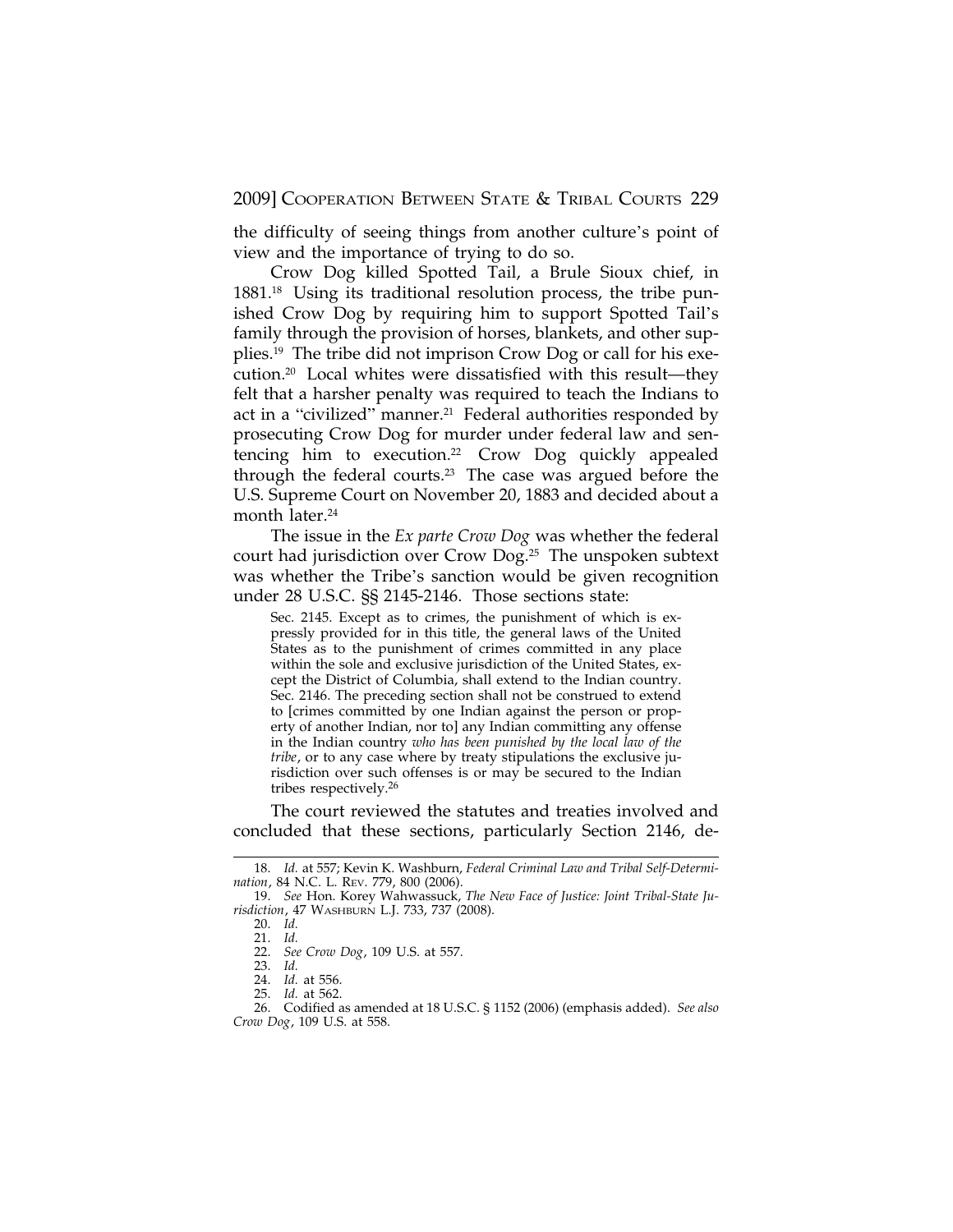the difficulty of seeing things from another culture's point of view and the importance of trying to do so.

Crow Dog killed Spotted Tail, a Brule Sioux chief, in 1881.[18] Using its traditional resolution process, the tribe punished Crow Dog by requiring him to support Spotted Tail's family through the provision of horses, blankets, and other supplies.[19] The tribe did not imprison Crow Dog or call for his execution.[20] Local whites were dissatisfied with this result—they felt that a harsher penalty was required to teach the Indians to act in a "civilized" manner.[21] Federal authorities responded by prosecuting Crow Dog for murder under federal law and sentencing him to execution.[22] Crow Dog quickly appealed through the federal courts.[23] The case was argued before the U.S. Supreme Court on November 20, 1883 and decided about a month later.[24]

The issue in the *Ex parte Crow Dog* was whether the federal court had jurisdiction over Crow Dog.[25] The unspoken subtext was whether the Tribe's sanction would be given recognition under 28 U.S.C. §§ 2145-2146. Those sections state:

> Sec. 2145. Except as to crimes, the punishment of which is expressly provided for in this title, the general laws of the United States as to the punishment of crimes committed in any place within the sole and exclusive jurisdiction of the United States, except the District of Columbia, shall extend to the Indian country. Sec. 2146. The preceding section shall not be construed to extend to [crimes committed by one Indian against the person or property of another Indian, nor to] any Indian committing any offense in the Indian country *who has been punished by the local law of the tribe*, or to any case where by treaty stipulations the exclusive jurisdiction over such offenses is or may be secured to the Indian tribes respectively.[26]

The court reviewed the statutes and treaties involved and concluded that these sections, particularly Section 2146, de-

---

18. *Id.* at 557; Kevin K. Washburn, *Federal Criminal Law and Tribal Self-Determination*, 84 N.C. L. REV. 779, 800 (2006).

19. *See* Hon. Korey Wahwassuck, *The New Face of Justice: Joint Tribal-State Jurisdiction*, 47 WASHBURN L.J. 733, 737 (2008).

20. *Id.*

21. *Id.*

22. *See Crow Dog*, 109 U.S. at 557.

23. *Id.*

24. *Id.* at 556.

25. *Id.* at 562.

26. Codified as amended at 18 U.S.C. § 1152 (2006) (emphasis added). *See also Crow Dog*, 109 U.S. at 558.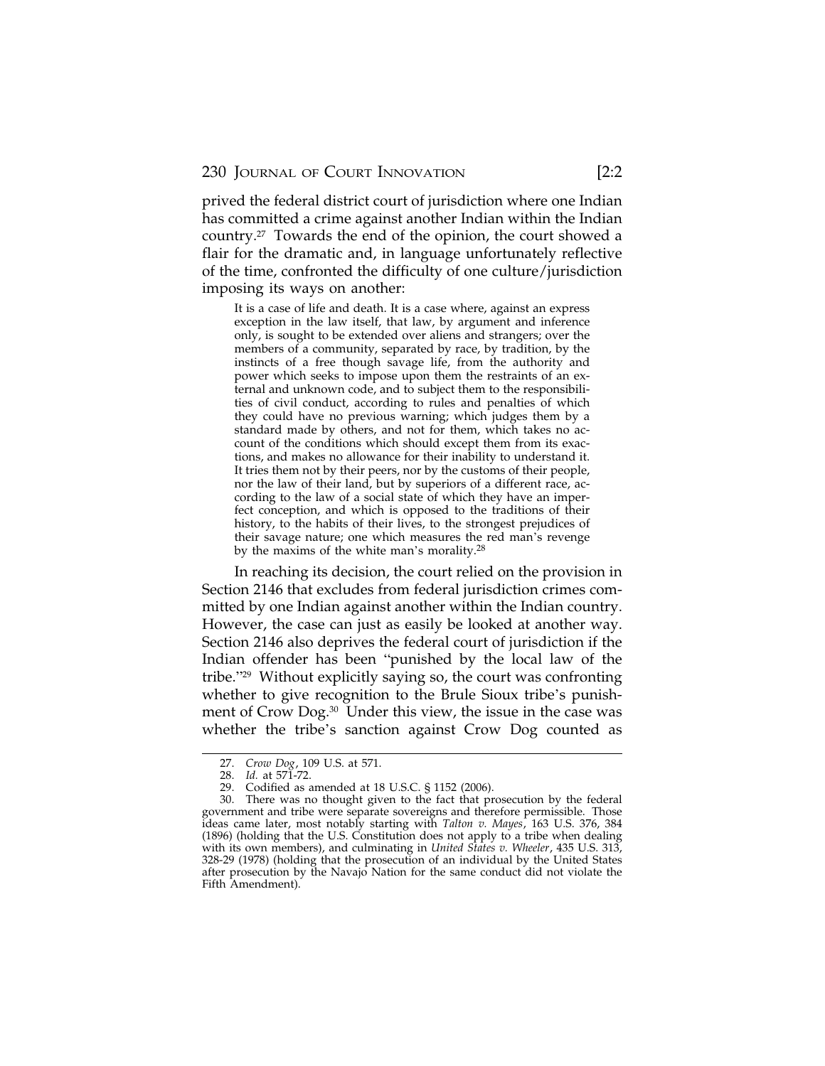prived the federal district court of jurisdiction where one Indian has committed a crime against another Indian within the Indian country.[27] Towards the end of the opinion, the court showed a flair for the dramatic and, in language unfortunately reflective of the time, confronted the difficulty of one culture/jurisdiction imposing its ways on another:

> It is a case of life and death. It is a case where, against an express exception in the law itself, that law, by argument and inference only, is sought to be extended over aliens and strangers; over the members of a community, separated by race, by tradition, by the instincts of a free though savage life, from the authority and power which seeks to impose upon them the restraints of an external and unknown code, and to subject them to the responsibilities of civil conduct, according to rules and penalties of which they could have no previous warning; which judges them by a standard made by others, and not for them, which takes no account of the conditions which should except them from its exactions, and makes no allowance for their inability to understand it. It tries them not by their peers, nor by the customs of their people, nor the law of their land, but by superiors of a different race, according to the law of a social state of which they have an imperfect conception, and which is opposed to the traditions of their history, to the habits of their lives, to the strongest prejudices of their savage nature; one which measures the red man's revenge by the maxims of the white man's morality.[28]

In reaching its decision, the court relied on the provision in Section 2146 that excludes from federal jurisdiction crimes committed by one Indian against another within the Indian country. However, the case can just as easily be looked at another way. Section 2146 also deprives the federal court of jurisdiction if the Indian offender has been "punished by the local law of the tribe."[29] Without explicitly saying so, the court was confronting whether to give recognition to the Brule Sioux tribe's punishment of Crow Dog.[30] Under this view, the issue in the case was whether the tribe's sanction against Crow Dog counted as

---

27. *Crow Dog*, 109 U.S. at 571.

28. *Id.* at 571-72.

29. Codified as amended at 18 U.S.C. § 1152 (2006).

30. There was no thought given to the fact that prosecution by the federal government and tribe were separate sovereigns and therefore permissible. Those ideas came later, most notably starting with *Talton v. Mayes*, 163 U.S. 376, 384 (1896) (holding that the U.S. Constitution does not apply to a tribe when dealing with its own members), and culminating in *United States v. Wheeler*, 435 U.S. 313, 328-29 (1978) (holding that the prosecution of an individual by the United States after prosecution by the Navajo Nation for the same conduct did not violate the Fifth Amendment).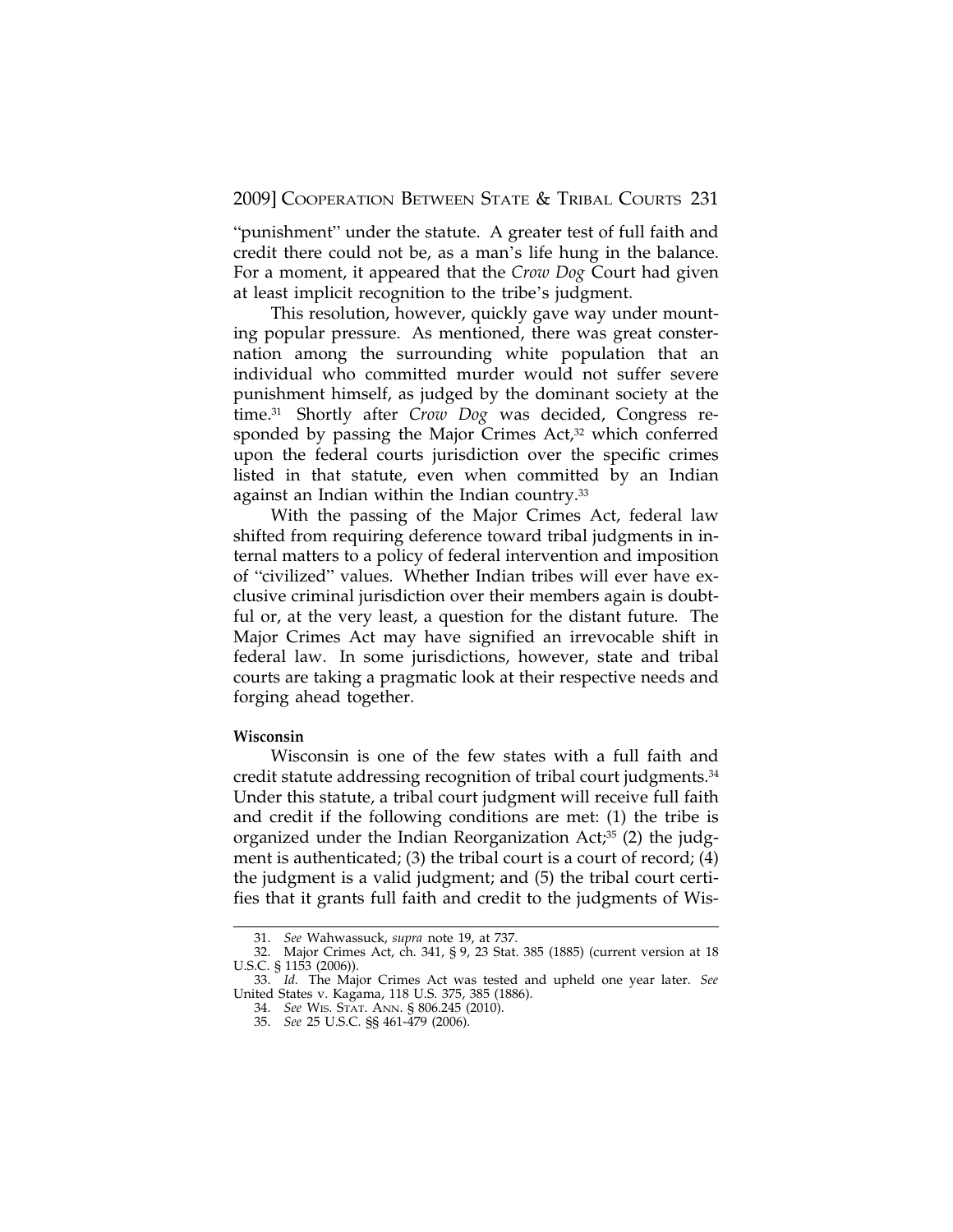"punishment" under the statute. A greater test of full faith and credit there could not be, as a man's life hung in the balance. For a moment, it appeared that the *Crow Dog* Court had given at least implicit recognition to the tribe's judgment.

This resolution, however, quickly gave way under mounting popular pressure. As mentioned, there was great consternation among the surrounding white population that an individual who committed murder would not suffer severe punishment himself, as judged by the dominant society at the time.[31] Shortly after *Crow Dog* was decided, Congress responded by passing the Major Crimes Act,[32] which conferred upon the federal courts jurisdiction over the specific crimes listed in that statute, even when committed by an Indian against an Indian within the Indian country.[33]

With the passing of the Major Crimes Act, federal law shifted from requiring deference toward tribal judgments in internal matters to a policy of federal intervention and imposition of "civilized" values. Whether Indian tribes will ever have exclusive criminal jurisdiction over their members again is doubtful or, at the very least, a question for the distant future. The Major Crimes Act may have signified an irrevocable shift in federal law. In some jurisdictions, however, state and tribal courts are taking a pragmatic look at their respective needs and forging ahead together.

**Wisconsin**

Wisconsin is one of the few states with a full faith and credit statute addressing recognition of tribal court judgments.[34] Under this statute, a tribal court judgment will receive full faith and credit if the following conditions are met: (1) the tribe is organized under the Indian Reorganization Act;[35] (2) the judgment is authenticated; (3) the tribal court is a court of record; (4) the judgment is a valid judgment; and (5) the tribal court certifies that it grants full faith and credit to the judgments of Wis-

---

31. *See* Wahwassuck, *supra* note 19, at 737.

32. Major Crimes Act, ch. 341, § 9, 23 Stat. 385 (1885) (current version at 18 U.S.C. § 1153 (2006)).

33. *Id.* The Major Crimes Act was tested and upheld one year later. *See* United States v. Kagama, 118 U.S. 375, 385 (1886).

34. *See* WIS. STAT. ANN. § 806.245 (2010).

35. *See* 25 U.S.C. §§ 461-479 (2006).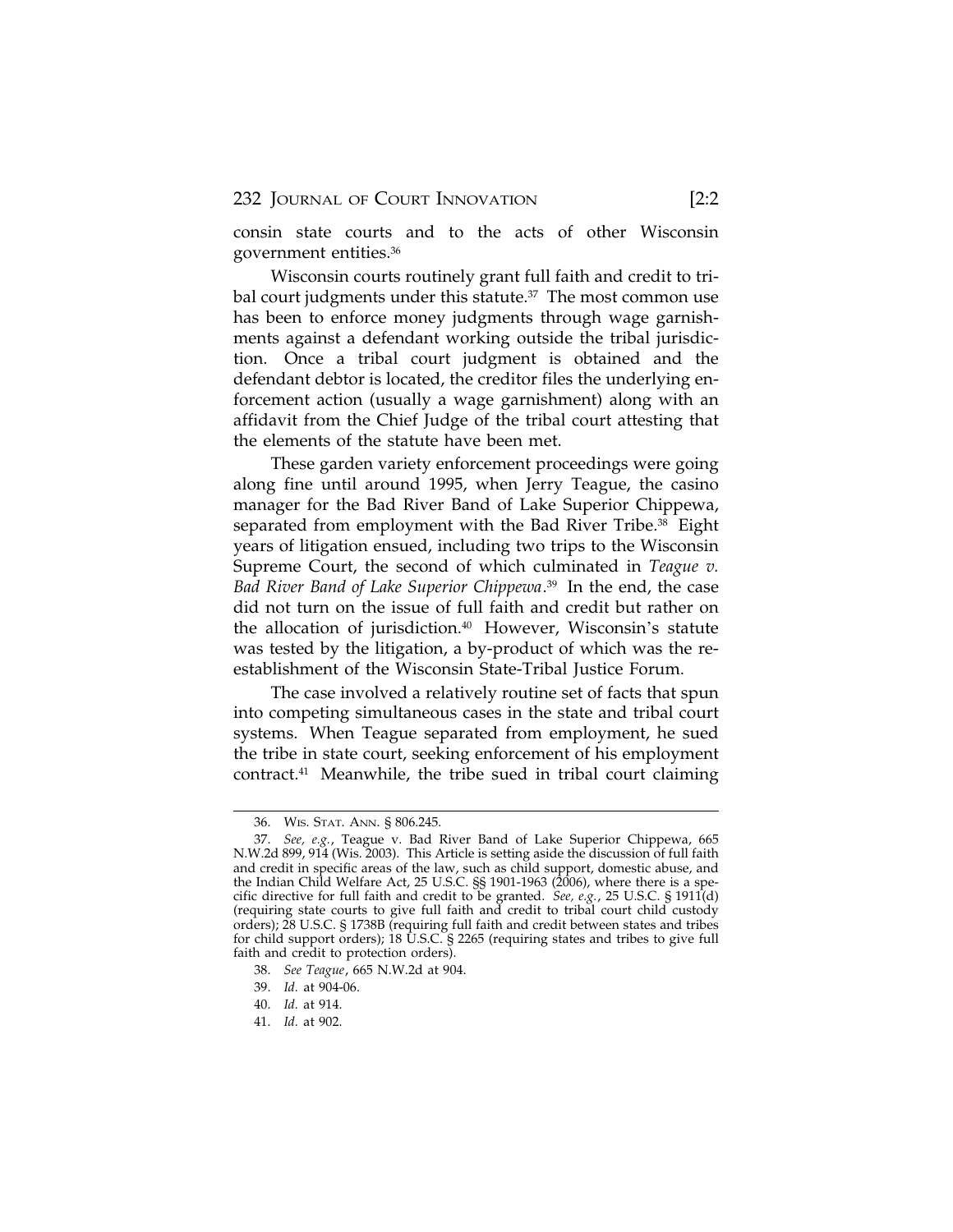consin state courts and to the acts of other Wisconsin government entities.[36]

Wisconsin courts routinely grant full faith and credit to tribal court judgments under this statute.[37] The most common use has been to enforce money judgments through wage garnishments against a defendant working outside the tribal jurisdiction. Once a tribal court judgment is obtained and the defendant debtor is located, the creditor files the underlying enforcement action (usually a wage garnishment) along with an affidavit from the Chief Judge of the tribal court attesting that the elements of the statute have been met.

These garden variety enforcement proceedings were going along fine until around 1995, when Jerry Teague, the casino manager for the Bad River Band of Lake Superior Chippewa, separated from employment with the Bad River Tribe.[38] Eight years of litigation ensued, including two trips to the Wisconsin Supreme Court, the second of which culminated in *Teague v. Bad River Band of Lake Superior Chippewa*.[39] In the end, the case did not turn on the issue of full faith and credit but rather on the allocation of jurisdiction.[40] However, Wisconsin's statute was tested by the litigation, a by-product of which was the re-establishment of the Wisconsin State-Tribal Justice Forum.

The case involved a relatively routine set of facts that spun into competing simultaneous cases in the state and tribal court systems. When Teague separated from employment, he sued the tribe in state court, seeking enforcement of his employment contract.[41] Meanwhile, the tribe sued in tribal court claiming

---

36. WIS. STAT. ANN. § 806.245.

37. *See, e.g.*, Teague v. Bad River Band of Lake Superior Chippewa, 665 N.W.2d 899, 914 (Wis. 2003). This Article is setting aside the discussion of full faith and credit in specific areas of the law, such as child support, domestic abuse, and the Indian Child Welfare Act, 25 U.S.C. §§ 1901-1963 (2006), where there is a specific directive for full faith and credit to be granted. *See, e.g.*, 25 U.S.C. § 1911(d) (requiring state courts to give full faith and credit to tribal court child custody orders); 28 U.S.C. § 1738B (requiring full faith and credit between states and tribes for child support orders); 18 U.S.C. § 2265 (requiring states and tribes to give full faith and credit to protection orders).

38. *See Teague*, 665 N.W.2d at 904.

39. *Id.* at 904-06.

40. *Id.* at 914.

41. *Id.* at 902.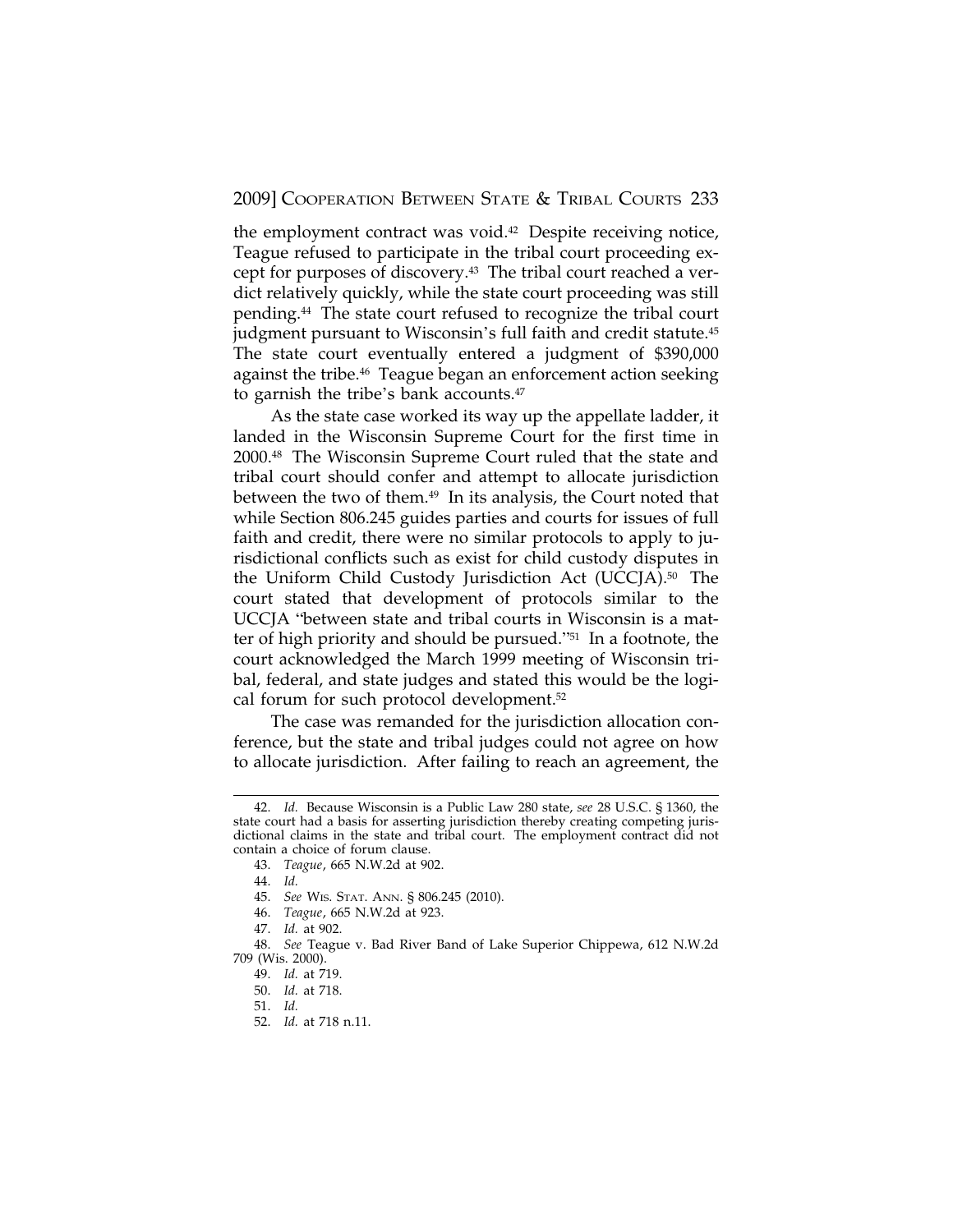the employment contract was void.[42] Despite receiving notice, Teague refused to participate in the tribal court proceeding except for purposes of discovery.[43] The tribal court reached a verdict relatively quickly, while the state court proceeding was still pending.[44] The state court refused to recognize the tribal court judgment pursuant to Wisconsin's full faith and credit statute.[45] The state court eventually entered a judgment of $390,000 against the tribe.[46] Teague began an enforcement action seeking to garnish the tribe's bank accounts.[47]

As the state case worked its way up the appellate ladder, it landed in the Wisconsin Supreme Court for the first time in 2000.[48] The Wisconsin Supreme Court ruled that the state and tribal court should confer and attempt to allocate jurisdiction between the two of them.[49] In its analysis, the Court noted that while Section 806.245 guides parties and courts for issues of full faith and credit, there were no similar protocols to apply to jurisdictional conflicts such as exist for child custody disputes in the Uniform Child Custody Jurisdiction Act (UCCJA).[50] The court stated that development of protocols similar to the UCCJA "between state and tribal courts in Wisconsin is a matter of high priority and should be pursued."[51] In a footnote, the court acknowledged the March 1999 meeting of Wisconsin tribal, federal, and state judges and stated this would be the logical forum for such protocol development.[52]

The case was remanded for the jurisdiction allocation conference, but the state and tribal judges could not agree on how to allocate jurisdiction. After failing to reach an agreement, the

---

42. *Id.* Because Wisconsin is a Public Law 280 state, *see* 28 U.S.C. § 1360, the state court had a basis for asserting jurisdiction thereby creating competing jurisdictional claims in the state and tribal court. The employment contract did not contain a choice of forum clause.

43. *Teague*, 665 N.W.2d at 902.

44. *Id.*

45. *See* WIS. STAT. ANN. § 806.245 (2010).

46. *Teague*, 665 N.W.2d at 923.

47. *Id.* at 902.

48. *See* Teague v. Bad River Band of Lake Superior Chippewa, 612 N.W.2d 709 (Wis. 2000).

49. *Id.* at 719.

50. *Id.* at 718.

51. *Id.*

52. *Id.* at 718 n.11.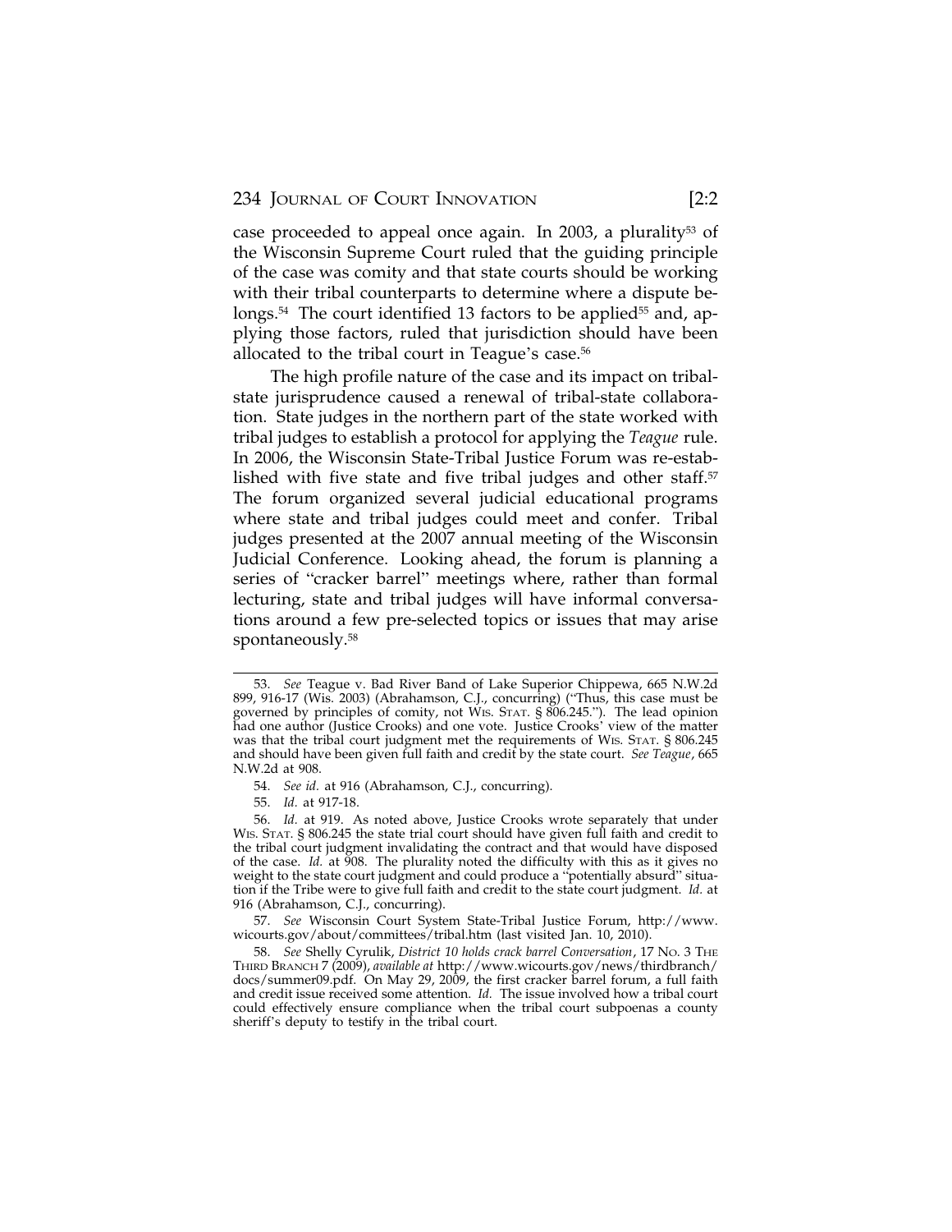case proceeded to appeal once again. In 2003, a plurality[53] of the Wisconsin Supreme Court ruled that the guiding principle of the case was comity and that state courts should be working with their tribal counterparts to determine where a dispute belongs.[54] The court identified 13 factors to be applied[55] and, applying those factors, ruled that jurisdiction should have been allocated to the tribal court in Teague's case.[56]

The high profile nature of the case and its impact on tribal-state jurisprudence caused a renewal of tribal-state collaboration. State judges in the northern part of the state worked with tribal judges to establish a protocol for applying the *Teague* rule. In 2006, the Wisconsin State-Tribal Justice Forum was re-established with five state and five tribal judges and other staff.[57] The forum organized several judicial educational programs where state and tribal judges could meet and confer. Tribal judges presented at the 2007 annual meeting of the Wisconsin Judicial Conference. Looking ahead, the forum is planning a series of "cracker barrel" meetings where, rather than formal lecturing, state and tribal judges will have informal conversations around a few pre-selected topics or issues that may arise spontaneously.[58]

---

53. *See* Teague v. Bad River Band of Lake Superior Chippewa, 665 N.W.2d 899, 916-17 (Wis. 2003) (Abrahamson, C.J., concurring) ("Thus, this case must be governed by principles of comity, not WIS. STAT. § 806.245."). The lead opinion had one author (Justice Crooks) and one vote. Justice Crooks' view of the matter was that the tribal court judgment met the requirements of WIS. STAT. § 806.245 and should have been given full faith and credit by the state court. *See Teague*, 665 N.W.2d at 908.

54. *See id.* at 916 (Abrahamson, C.J., concurring).

55. *Id.* at 917-18.

56. *Id.* at 919. As noted above, Justice Crooks wrote separately that under WIS. STAT. § 806.245 the state trial court should have given full faith and credit to the tribal court judgment invalidating the contract and that would have disposed of the case. *Id.* at 908. The plurality noted the difficulty with this as it gives no weight to the state court judgment and could produce a "potentially absurd" situation if the Tribe were to give full faith and credit to the state court judgment. *Id.* at 916 (Abrahamson, C.J., concurring).

57. *See* Wisconsin Court System State-Tribal Justice Forum, http://www.wicourts.gov/about/committees/tribal.htm (last visited Jan. 10, 2010).

58. *See* Shelly Cyrulik, *District 10 holds crack barrel Conversation*, 17 NO. 3 THE THIRD BRANCH 7 (2009), *available at* http://www.wicourts.gov/news/thirdbranch/docs/summer09.pdf. On May 29, 2009, the first cracker barrel forum, a full faith and credit issue received some attention. *Id.* The issue involved how a tribal court could effectively ensure compliance when the tribal court subpoenas a county sheriff's deputy to testify in the tribal court.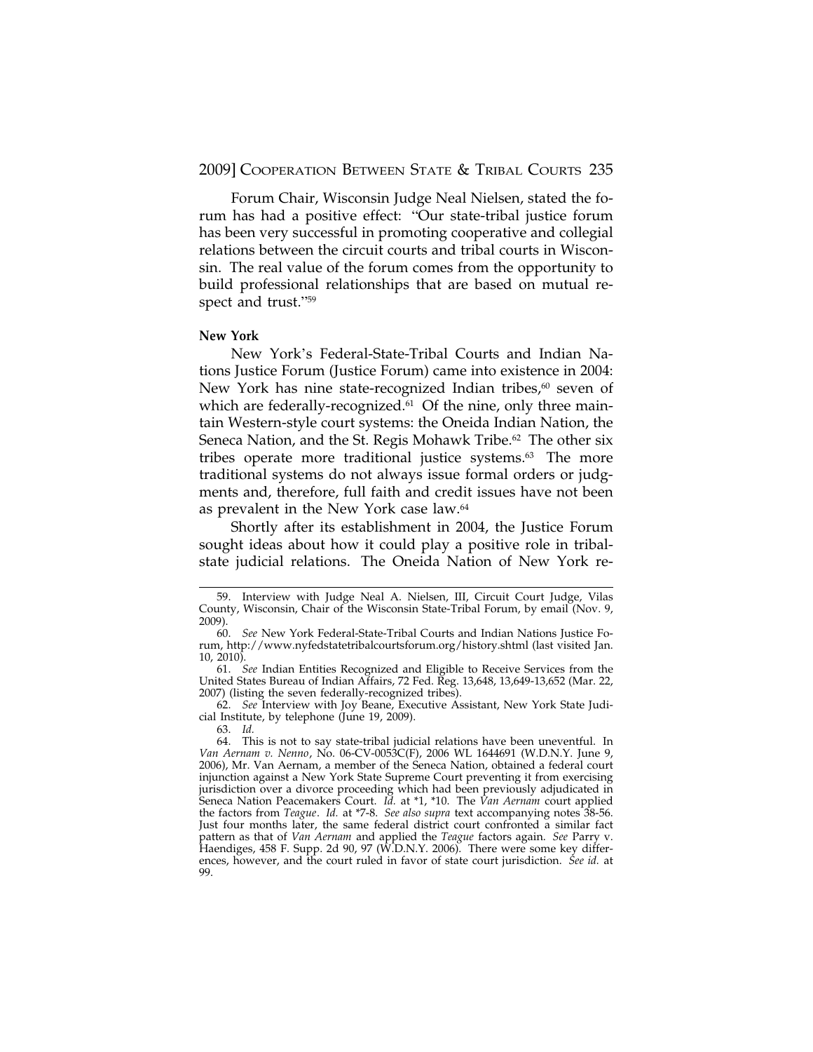Forum Chair, Wisconsin Judge Neal Nielsen, stated the forum has had a positive effect: "Our state-tribal justice forum has been very successful in promoting cooperative and collegial relations between the circuit courts and tribal courts in Wisconsin. The real value of the forum comes from the opportunity to build professional relationships that are based on mutual respect and trust."[59]

**New York**

New York's Federal-State-Tribal Courts and Indian Nations Justice Forum (Justice Forum) came into existence in 2004: New York has nine state-recognized Indian tribes,[60] seven of which are federally-recognized.[61] Of the nine, only three maintain Western-style court systems: the Oneida Indian Nation, the Seneca Nation, and the St. Regis Mohawk Tribe.[62] The other six tribes operate more traditional justice systems.[63] The more traditional systems do not always issue formal orders or judgments and, therefore, full faith and credit issues have not been as prevalent in the New York case law.[64]

Shortly after its establishment in 2004, the Justice Forum sought ideas about how it could play a positive role in tribal-state judicial relations. The Oneida Nation of New York re-

---

59. Interview with Judge Neal A. Nielsen, III, Circuit Court Judge, Vilas County, Wisconsin, Chair of the Wisconsin State-Tribal Forum, by email (Nov. 9, 2009).

60. *See* New York Federal-State-Tribal Courts and Indian Nations Justice Forum, http://www.nyfedstatetribalcourtsforum.org/history.shtml (last visited Jan. 10, 2010).

61. *See* Indian Entities Recognized and Eligible to Receive Services from the United States Bureau of Indian Affairs, 72 Fed. Reg. 13,648, 13,649-13,652 (Mar. 22, 2007) (listing the seven federally-recognized tribes).

62. *See* Interview with Joy Beane, Executive Assistant, New York State Judicial Institute, by telephone (June 19, 2009).

63. *Id.*

64. This is not to say state-tribal judicial relations have been uneventful. In *Van Aernam v. Nenno*, No. 06-CV-0053C(F), 2006 WL 1644691 (W.D.N.Y. June 9, 2006), Mr. Van Aernam, a member of the Seneca Nation, obtained a federal court injunction against a New York State Supreme Court preventing it from exercising jurisdiction over a divorce proceeding which had been previously adjudicated in Seneca Nation Peacemakers Court. *Id.* at *1, *10. The *Van Aernam* court applied the factors from *Teague*. *Id.* at *7-8. *See also supra* text accompanying notes 38-56. Just four months later, the same federal district court confronted a similar fact pattern as that of *Van Aernam* and applied the *Teague* factors again. *See* Parry v. Haendiges, 458 F. Supp. 2d 90, 97 (W.D.N.Y. 2006). There were some key differences, however, and the court ruled in favor of state court jurisdiction. *See id.* at 99.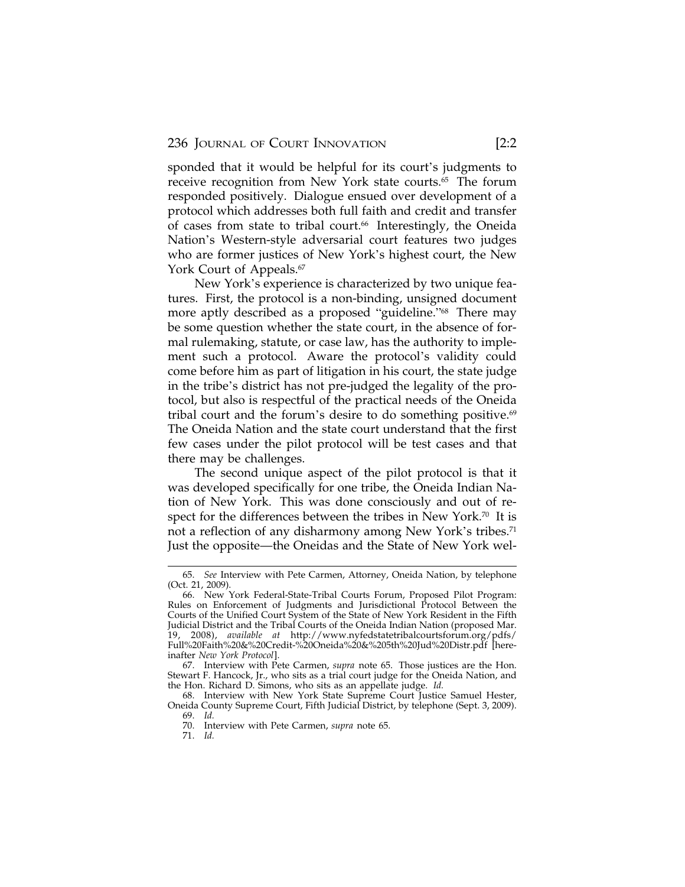sponded that it would be helpful for its court's judgments to receive recognition from New York state courts.[65] The forum responded positively. Dialogue ensued over development of a protocol which addresses both full faith and credit and transfer of cases from state to tribal court.[66] Interestingly, the Oneida Nation's Western-style adversarial court features two judges who are former justices of New York's highest court, the New York Court of Appeals.[67]

New York's experience is characterized by two unique features. First, the protocol is a non-binding, unsigned document more aptly described as a proposed "guideline."[68] There may be some question whether the state court, in the absence of formal rulemaking, statute, or case law, has the authority to implement such a protocol. Aware the protocol's validity could come before him as part of litigation in his court, the state judge in the tribe's district has not pre-judged the legality of the protocol, but also is respectful of the practical needs of the Oneida tribal court and the forum's desire to do something positive.[69] The Oneida Nation and the state court understand that the first few cases under the pilot protocol will be test cases and that there may be challenges.

The second unique aspect of the pilot protocol is that it was developed specifically for one tribe, the Oneida Indian Nation of New York. This was done consciously and out of respect for the differences between the tribes in New York.[70] It is not a reflection of any disharmony among New York's tribes.[71] Just the opposite—the Oneidas and the State of New York wel-

---

65. *See* Interview with Pete Carmen, Attorney, Oneida Nation, by telephone (Oct. 21, 2009).

66. New York Federal-State-Tribal Courts Forum, Proposed Pilot Program: Rules on Enforcement of Judgments and Jurisdictional Protocol Between the Courts of the Unified Court System of the State of New York Resident in the Fifth Judicial District and the Tribal Courts of the Oneida Indian Nation (proposed Mar. 19, 2008), *available at* http://www.nyfedstatetribalcourtsforum.org/pdfs/Full%20Faith%20&%20Credit-%20Oneida%20&%205th%20Jud%20Distr.pdf [hereinafter *New York Protocol*].

67. Interview with Pete Carmen, *supra* note 65. Those justices are the Hon. Stewart F. Hancock, Jr., who sits as a trial court judge for the Oneida Nation, and the Hon. Richard D. Simons, who sits as an appellate judge. *Id.*

68. Interview with New York State Supreme Court Justice Samuel Hester, Oneida County Supreme Court, Fifth Judicial District, by telephone (Sept. 3, 2009).

69. *Id.*

70. Interview with Pete Carmen, *supra* note 65.

71. *Id.*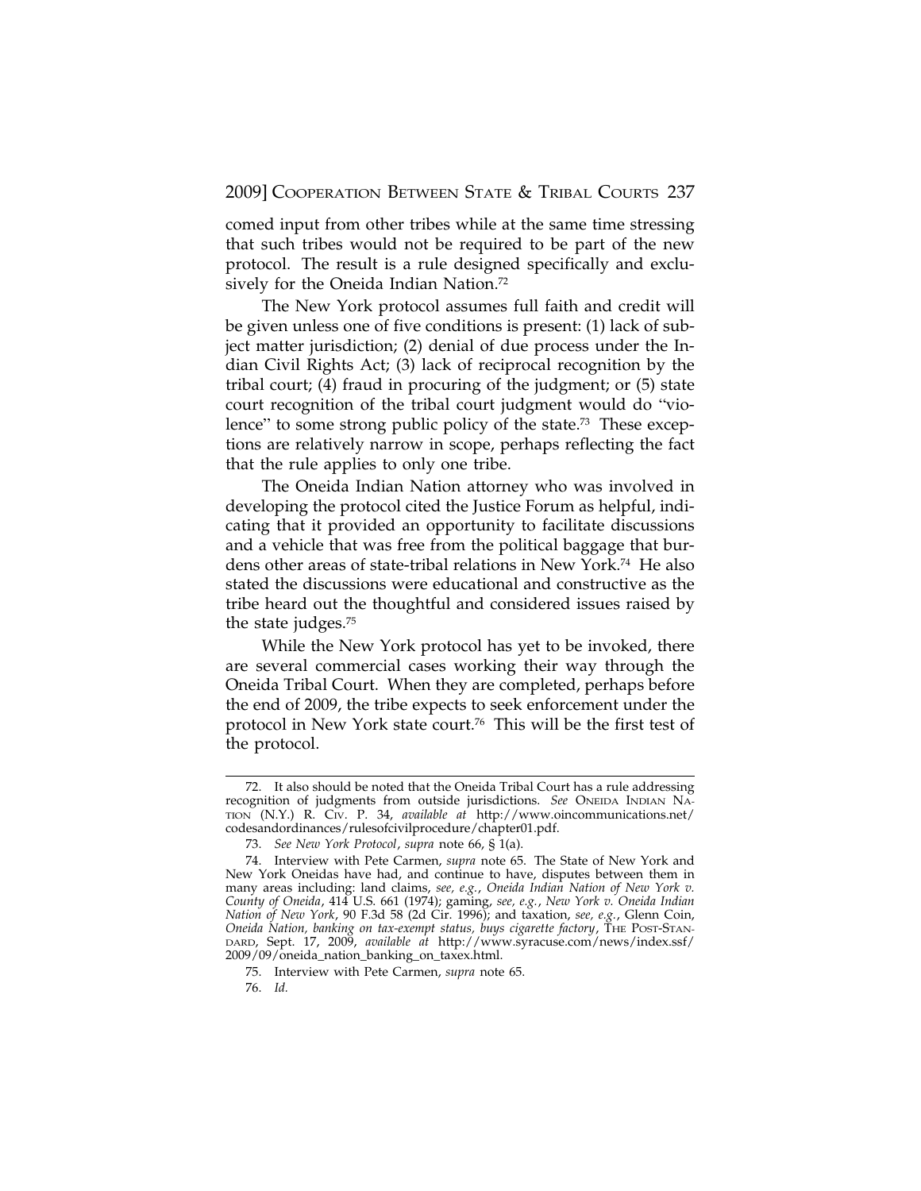comed input from other tribes while at the same time stressing that such tribes would not be required to be part of the new protocol. The result is a rule designed specifically and exclusively for the Oneida Indian Nation.[72]

The New York protocol assumes full faith and credit will be given unless one of five conditions is present: (1) lack of subject matter jurisdiction; (2) denial of due process under the Indian Civil Rights Act; (3) lack of reciprocal recognition by the tribal court; (4) fraud in procuring of the judgment; or (5) state court recognition of the tribal court judgment would do "violence" to some strong public policy of the state.[73] These exceptions are relatively narrow in scope, perhaps reflecting the fact that the rule applies to only one tribe.

The Oneida Indian Nation attorney who was involved in developing the protocol cited the Justice Forum as helpful, indicating that it provided an opportunity to facilitate discussions and a vehicle that was free from the political baggage that burdens other areas of state-tribal relations in New York.[74] He also stated the discussions were educational and constructive as the tribe heard out the thoughtful and considered issues raised by the state judges.[75]

While the New York protocol has yet to be invoked, there are several commercial cases working their way through the Oneida Tribal Court. When they are completed, perhaps before the end of 2009, the tribe expects to seek enforcement under the protocol in New York state court.[76] This will be the first test of the protocol.

---

72. It also should be noted that the Oneida Tribal Court has a rule addressing recognition of judgments from outside jurisdictions. *See* ONEIDA INDIAN NATION (N.Y.) R. CIV. P. 34, *available at* http://www.oincommunications.net/codesandordinances/rulesofcivilprocedure/chapter01.pdf.

73. *See New York Protocol*, *supra* note 66, § 1(a).

74. Interview with Pete Carmen, *supra* note 65. The State of New York and New York Oneidas have had, and continue to have, disputes between them in many areas including: land claims, *see, e.g.*, *Oneida Indian Nation of New York v. County of Oneida*, 414 U.S. 661 (1974); gaming, *see, e.g.*, *New York v. Oneida Indian Nation of New York*, 90 F.3d 58 (2d Cir. 1996); and taxation, *see, e.g.*, Glenn Coin, *Oneida Nation, banking on tax-exempt status, buys cigarette factory*, THE POST-STANDARD, Sept. 17, 2009, *available at* http://www.syracuse.com/news/index.ssf/2009/09/oneida_nation_banking_on_taxex.html.

75. Interview with Pete Carmen, *supra* note 65.

76. *Id.*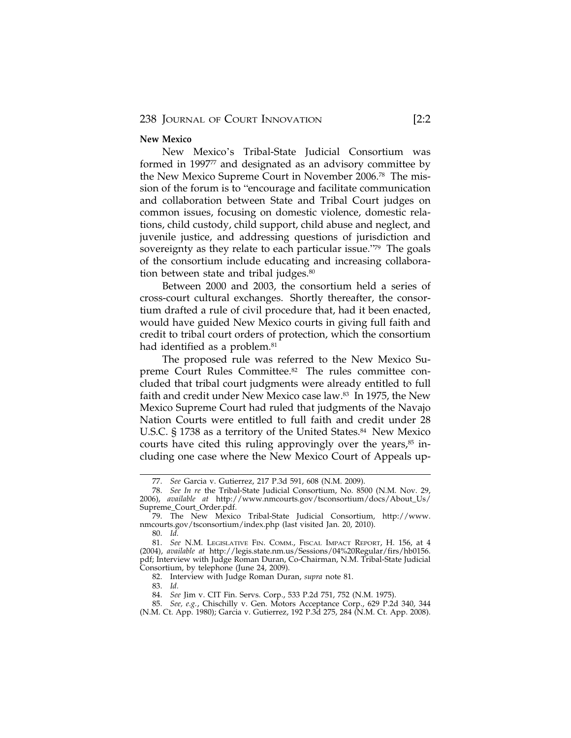**New Mexico**

New Mexico's Tribal-State Judicial Consortium was formed in 1997[77] and designated as an advisory committee by the New Mexico Supreme Court in November 2006.[78] The mission of the forum is to "encourage and facilitate communication and collaboration between State and Tribal Court judges on common issues, focusing on domestic violence, domestic relations, child custody, child support, child abuse and neglect, and juvenile justice, and addressing questions of jurisdiction and sovereignty as they relate to each particular issue."[79] The goals of the consortium include educating and increasing collaboration between state and tribal judges.[80]

Between 2000 and 2003, the consortium held a series of cross-court cultural exchanges. Shortly thereafter, the consortium drafted a rule of civil procedure that, had it been enacted, would have guided New Mexico courts in giving full faith and credit to tribal court orders of protection, which the consortium had identified as a problem.[81]

The proposed rule was referred to the New Mexico Supreme Court Rules Committee.[82] The rules committee concluded that tribal court judgments were already entitled to full faith and credit under New Mexico case law.[83] In 1975, the New Mexico Supreme Court had ruled that judgments of the Navajo Nation Courts were entitled to full faith and credit under 28 U.S.C. § 1738 as a territory of the United States.[84] New Mexico courts have cited this ruling approvingly over the years,[85] including one case where the New Mexico Court of Appeals up-

---

77. *See* Garcia v. Gutierrez, 217 P.3d 591, 608 (N.M. 2009).

78. *See In re* the Tribal-State Judicial Consortium, No. 8500 (N.M. Nov. 29, 2006), *available at* http://www.nmcourts.gov/tsconsortium/docs/About_Us/Supreme_Court_Order.pdf.

79. The New Mexico Tribal-State Judicial Consortium, http://www.nmcourts.gov/tsconsortium/index.php (last visited Jan. 20, 2010).

80. *Id.*

81. *See* N.M. LEGISLATIVE FIN. COMM., FISCAL IMPACT REPORT, H. 156, at 4 (2004), *available at* http://legis.state.nm.us/Sessions/04%20Regular/firs/hb0156.pdf; Interview with Judge Roman Duran, Co-Chairman, N.M. Tribal-State Judicial Consortium, by telephone (June 24, 2009).

82. Interview with Judge Roman Duran, *supra* note 81.

83. *Id.*

84. *See* Jim v. CIT Fin. Servs. Corp., 533 P.2d 751, 752 (N.M. 1975).

85. *See, e.g.*, Chischilly v. Gen. Motors Acceptance Corp., 629 P.2d 340, 344 (N.M. Ct. App. 1980); Garcia v. Gutierrez, 192 P.3d 275, 284 (N.M. Ct. App. 2008).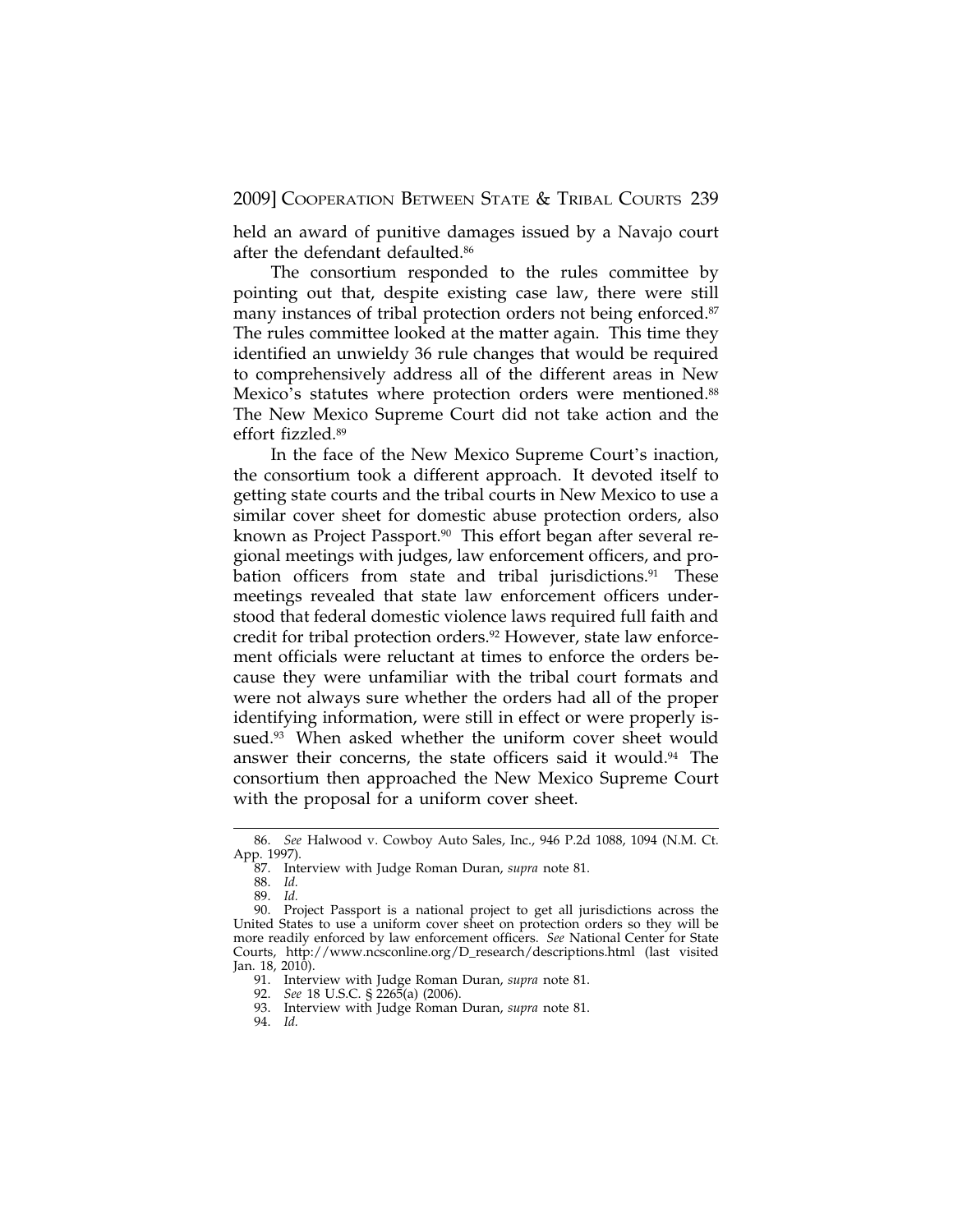held an award of punitive damages issued by a Navajo court after the defendant defaulted.[86]

The consortium responded to the rules committee by pointing out that, despite existing case law, there were still many instances of tribal protection orders not being enforced.[87] The rules committee looked at the matter again. This time they identified an unwieldy 36 rule changes that would be required to comprehensively address all of the different areas in New Mexico's statutes where protection orders were mentioned.[88] The New Mexico Supreme Court did not take action and the effort fizzled.[89]

In the face of the New Mexico Supreme Court's inaction, the consortium took a different approach. It devoted itself to getting state courts and the tribal courts in New Mexico to use a similar cover sheet for domestic abuse protection orders, also known as Project Passport.[90] This effort began after several regional meetings with judges, law enforcement officers, and probation officers from state and tribal jurisdictions.[91] These meetings revealed that state law enforcement officers understood that federal domestic violence laws required full faith and credit for tribal protection orders.[92] However, state law enforcement officials were reluctant at times to enforce the orders because they were unfamiliar with the tribal court formats and were not always sure whether the orders had all of the proper identifying information, were still in effect or were properly issued.[93] When asked whether the uniform cover sheet would answer their concerns, the state officers said it would.[94] The consortium then approached the New Mexico Supreme Court with the proposal for a uniform cover sheet.

---

86. *See* Halwood v. Cowboy Auto Sales, Inc., 946 P.2d 1088, 1094 (N.M. Ct. App. 1997).

87. Interview with Judge Roman Duran, *supra* note 81.

88. *Id.*

89. *Id.*

90. Project Passport is a national project to get all jurisdictions across the United States to use a uniform cover sheet on protection orders so they will be more readily enforced by law enforcement officers. *See* National Center for State Courts, http://www.ncsconline.org/D_research/descriptions.html (last visited Jan. 18, 2010).

91. Interview with Judge Roman Duran, *supra* note 81.

92. *See* 18 U.S.C. § 2265(a) (2006).

93. Interview with Judge Roman Duran, *supra* note 81.

94. *Id.*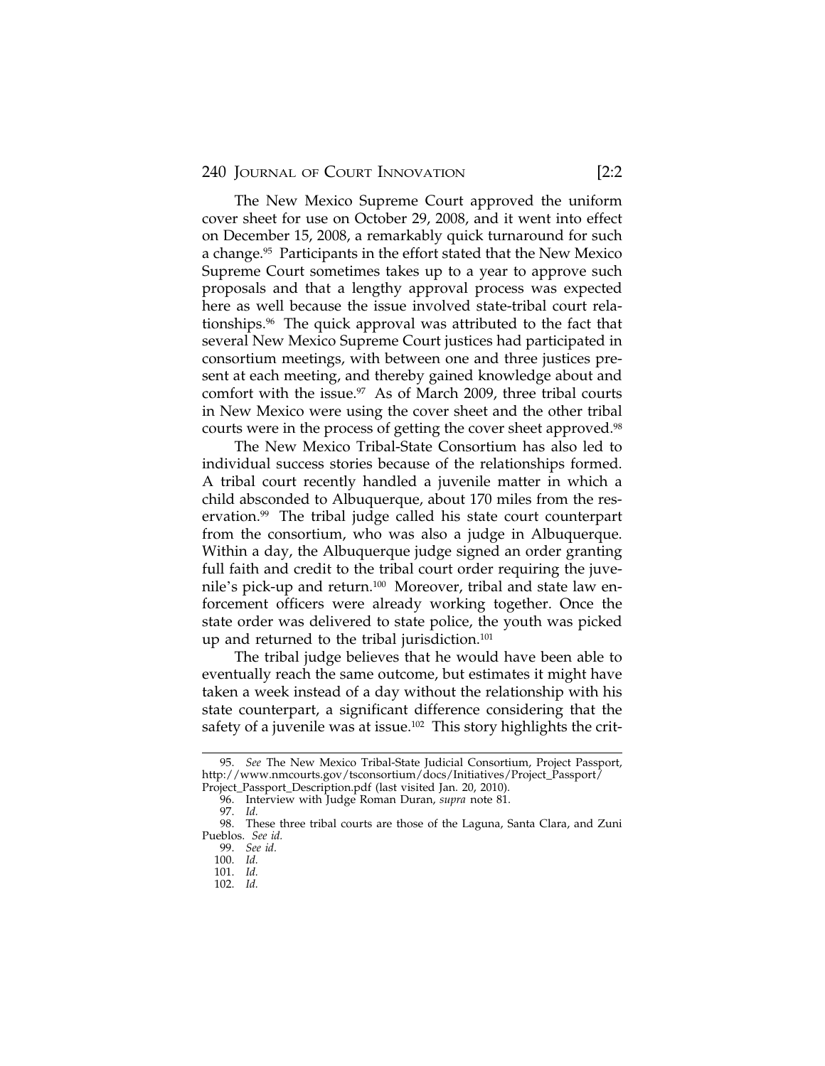The New Mexico Supreme Court approved the uniform cover sheet for use on October 29, 2008, and it went into effect on December 15, 2008, a remarkably quick turnaround for such a change.[95] Participants in the effort stated that the New Mexico Supreme Court sometimes takes up to a year to approve such proposals and that a lengthy approval process was expected here as well because the issue involved state-tribal court relationships.[96] The quick approval was attributed to the fact that several New Mexico Supreme Court justices had participated in consortium meetings, with between one and three justices present at each meeting, and thereby gained knowledge about and comfort with the issue.[97] As of March 2009, three tribal courts in New Mexico were using the cover sheet and the other tribal courts were in the process of getting the cover sheet approved.[98]

The New Mexico Tribal-State Consortium has also led to individual success stories because of the relationships formed. A tribal court recently handled a juvenile matter in which a child absconded to Albuquerque, about 170 miles from the reservation.[99] The tribal judge called his state court counterpart from the consortium, who was also a judge in Albuquerque. Within a day, the Albuquerque judge signed an order granting full faith and credit to the tribal court order requiring the juvenile's pick-up and return.[100] Moreover, tribal and state law enforcement officers were already working together. Once the state order was delivered to state police, the youth was picked up and returned to the tribal jurisdiction.[101]

The tribal judge believes that he would have been able to eventually reach the same outcome, but estimates it might have taken a week instead of a day without the relationship with his state counterpart, a significant difference considering that the safety of a juvenile was at issue.[102] This story highlights the crit-

---

95. *See* The New Mexico Tribal-State Judicial Consortium, Project Passport, http://www.nmcourts.gov/tsconsortium/docs/Initiatives/Project_Passport/Project_Passport_Description.pdf (last visited Jan. 20, 2010).

96. Interview with Judge Roman Duran, *supra* note 81.

97. *Id.*

98. These three tribal courts are those of the Laguna, Santa Clara, and Zuni Pueblos. *See id.*

99. *See id.*

100. *Id.*

101. *Id.*

102. *Id.*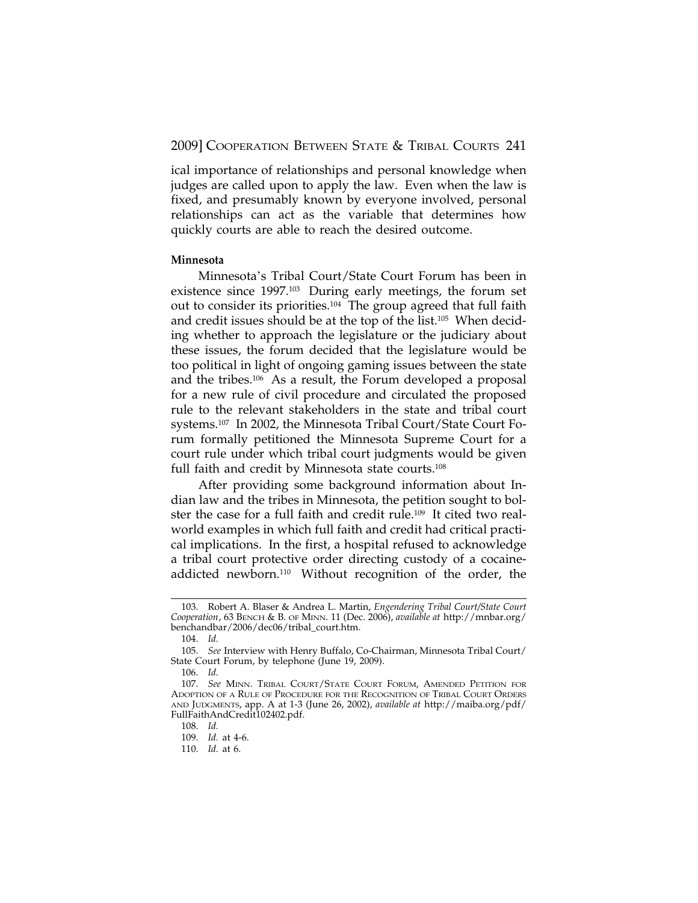ical importance of relationships and personal knowledge when judges are called upon to apply the law. Even when the law is fixed, and presumably known by everyone involved, personal relationships can act as the variable that determines how quickly courts are able to reach the desired outcome.

**Minnesota**

Minnesota's Tribal Court/State Court Forum has been in existence since 1997.[103] During early meetings, the forum set out to consider its priorities.[104] The group agreed that full faith and credit issues should be at the top of the list.[105] When deciding whether to approach the legislature or the judiciary about these issues, the forum decided that the legislature would be too political in light of ongoing gaming issues between the state and the tribes.[106] As a result, the Forum developed a proposal for a new rule of civil procedure and circulated the proposed rule to the relevant stakeholders in the state and tribal court systems.[107] In 2002, the Minnesota Tribal Court/State Court Forum formally petitioned the Minnesota Supreme Court for a court rule under which tribal court judgments would be given full faith and credit by Minnesota state courts.[108]

After providing some background information about Indian law and the tribes in Minnesota, the petition sought to bolster the case for a full faith and credit rule.[109] It cited two real-world examples in which full faith and credit had critical practical implications. In the first, a hospital refused to acknowledge a tribal court protective order directing custody of a cocaine-addicted newborn.[110] Without recognition of the order, the

---

103. Robert A. Blaser & Andrea L. Martin, *Engendering Tribal Court/State Court Cooperation*, 63 BENCH & B. OF MINN. 11 (Dec. 2006), *available at* http://mnbar.org/benchandbar/2006/dec06/tribal_court.htm.

104. *Id.*

105. *See* Interview with Henry Buffalo, Co-Chairman, Minnesota Tribal Court/State Court Forum, by telephone (June 19, 2009).

106. *Id.*

107. *See* MINN. TRIBAL COURT/STATE COURT FORUM, AMENDED PETITION FOR ADOPTION OF A RULE OF PROCEDURE FOR THE RECOGNITION OF TRIBAL COURT ORDERS AND JUDGMENTS, app. A at 1-3 (June 26, 2002), *available at* http://maiba.org/pdf/FullFaithAndCredit102402.pdf.

108. *Id.*

109. *Id.* at 4-6.

110. *Id.* at 6.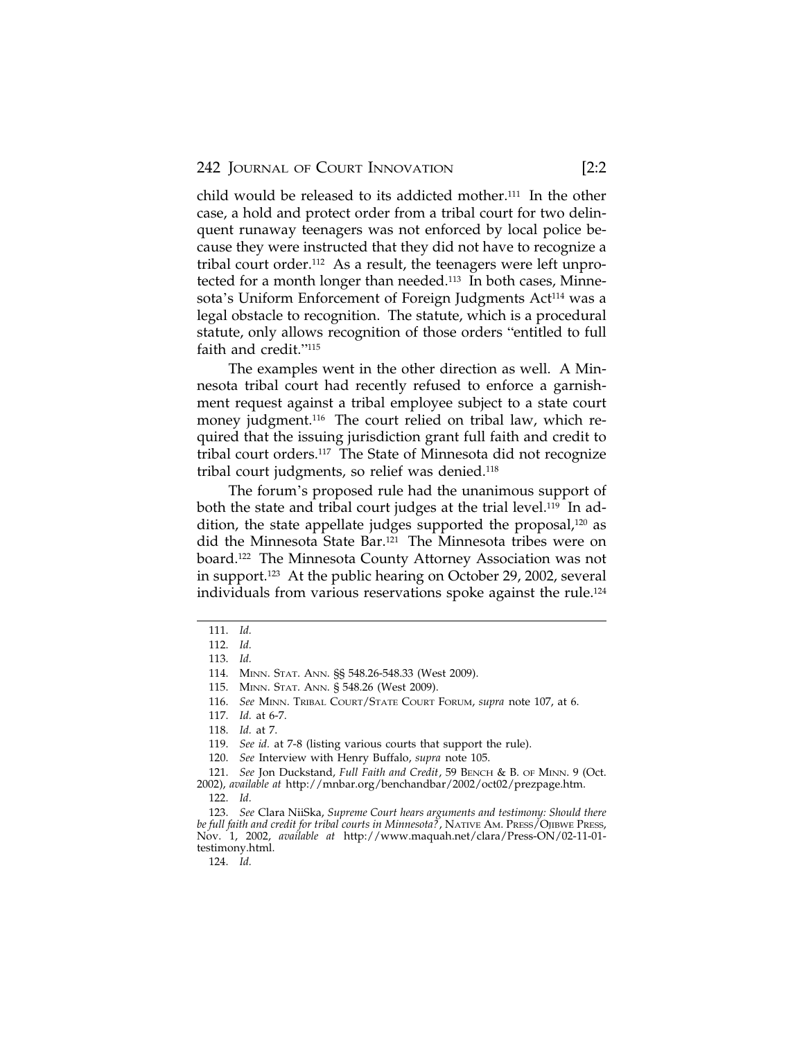child would be released to its addicted mother.[111] In the other case, a hold and protect order from a tribal court for two delinquent runaway teenagers was not enforced by local police because they were instructed that they did not have to recognize a tribal court order.[112] As a result, the teenagers were left unprotected for a month longer than needed.[113] In both cases, Minnesota's Uniform Enforcement of Foreign Judgments Act[114] was a legal obstacle to recognition. The statute, which is a procedural statute, only allows recognition of those orders "entitled to full faith and credit."[115]

The examples went in the other direction as well. A Minnesota tribal court had recently refused to enforce a garnishment request against a tribal employee subject to a state court money judgment.[116] The court relied on tribal law, which required that the issuing jurisdiction grant full faith and credit to tribal court orders.[117] The State of Minnesota did not recognize tribal court judgments, so relief was denied.[118]

The forum's proposed rule had the unanimous support of both the state and tribal court judges at the trial level.[119] In addition, the state appellate judges supported the proposal,[120] as did the Minnesota State Bar.[121] The Minnesota tribes were on board.[122] The Minnesota County Attorney Association was not in support.[123] At the public hearing on October 29, 2002, several individuals from various reservations spoke against the rule.[124]

---

111. *Id.*

112. *Id.*

113. *Id.*

114. MINN. STAT. ANN. §§ 548.26-548.33 (West 2009).

115. MINN. STAT. ANN. § 548.26 (West 2009).

116. *See* MINN. TRIBAL COURT/STATE COURT FORUM, *supra* note 107, at 6.

117. *Id.* at 6-7.

118. *Id.* at 7.

119. *See id.* at 7-8 (listing various courts that support the rule).

120. *See* Interview with Henry Buffalo, *supra* note 105.

121. *See* Jon Duckstand, *Full Faith and Credit*, 59 BENCH & B. OF MINN. 9 (Oct. 2002), *available at* http://mnbar.org/benchandbar/2002/oct02/prezpage.htm.

122. *Id.*

123. *See* Clara NiiSka, *Supreme Court hears arguments and testimony: Should there be full faith and credit for tribal courts in Minnesota?*, NATIVE AM. PRESS/OJIBWE PRESS, Nov. 1, 2002, *available at* http://www.maquah.net/clara/Press-ON/02-11-01-testimony.html.

124. *Id.*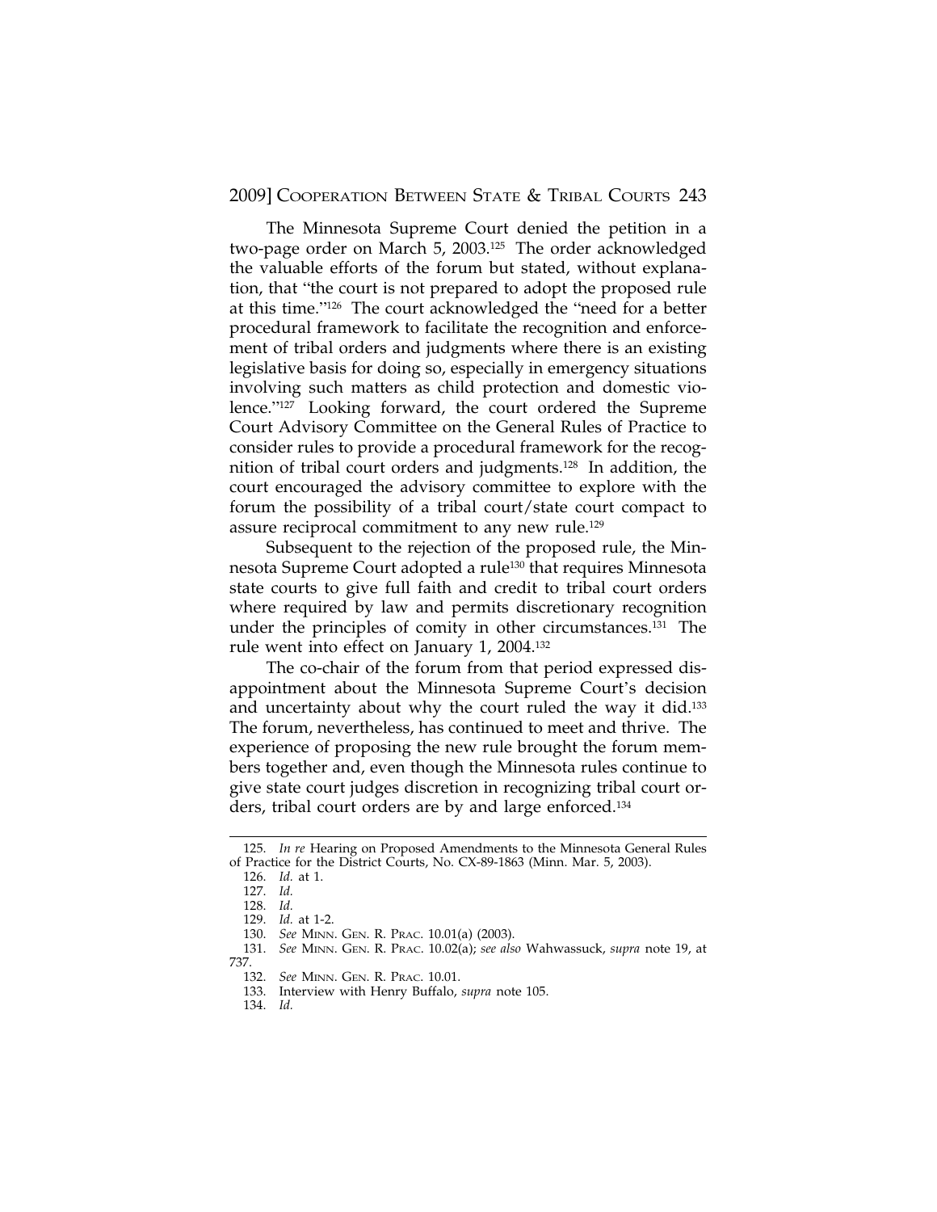The Minnesota Supreme Court denied the petition in a two-page order on March 5, 2003.[125] The order acknowledged the valuable efforts of the forum but stated, without explanation, that "the court is not prepared to adopt the proposed rule at this time."[126] The court acknowledged the "need for a better procedural framework to facilitate the recognition and enforcement of tribal orders and judgments where there is an existing legislative basis for doing so, especially in emergency situations involving such matters as child protection and domestic violence."[127] Looking forward, the court ordered the Supreme Court Advisory Committee on the General Rules of Practice to consider rules to provide a procedural framework for the recognition of tribal court orders and judgments.[128] In addition, the court encouraged the advisory committee to explore with the forum the possibility of a tribal court/state court compact to assure reciprocal commitment to any new rule.[129]

Subsequent to the rejection of the proposed rule, the Minnesota Supreme Court adopted a rule[130] that requires Minnesota state courts to give full faith and credit to tribal court orders where required by law and permits discretionary recognition under the principles of comity in other circumstances.[131] The rule went into effect on January 1, 2004.[132]

The co-chair of the forum from that period expressed disappointment about the Minnesota Supreme Court's decision and uncertainty about why the court ruled the way it did.[133] The forum, nevertheless, has continued to meet and thrive. The experience of proposing the new rule brought the forum members together and, even though the Minnesota rules continue to give state court judges discretion in recognizing tribal court orders, tribal court orders are by and large enforced.[134]

---

125. *In re* Hearing on Proposed Amendments to the Minnesota General Rules of Practice for the District Courts, No. CX-89-1863 (Minn. Mar. 5, 2003).

126. *Id.* at 1.

127. *Id.*

128. *Id.*

129. *Id.* at 1-2.

130. *See* MINN. GEN. R. PRAC. 10.01(a) (2003).

131. *See* MINN. GEN. R. PRAC. 10.02(a); *see also* Wahwassuck, *supra* note 19, at 737.

132. *See* MINN. GEN. R. PRAC. 10.01.

133. Interview with Henry Buffalo, *supra* note 105.

134. *Id.*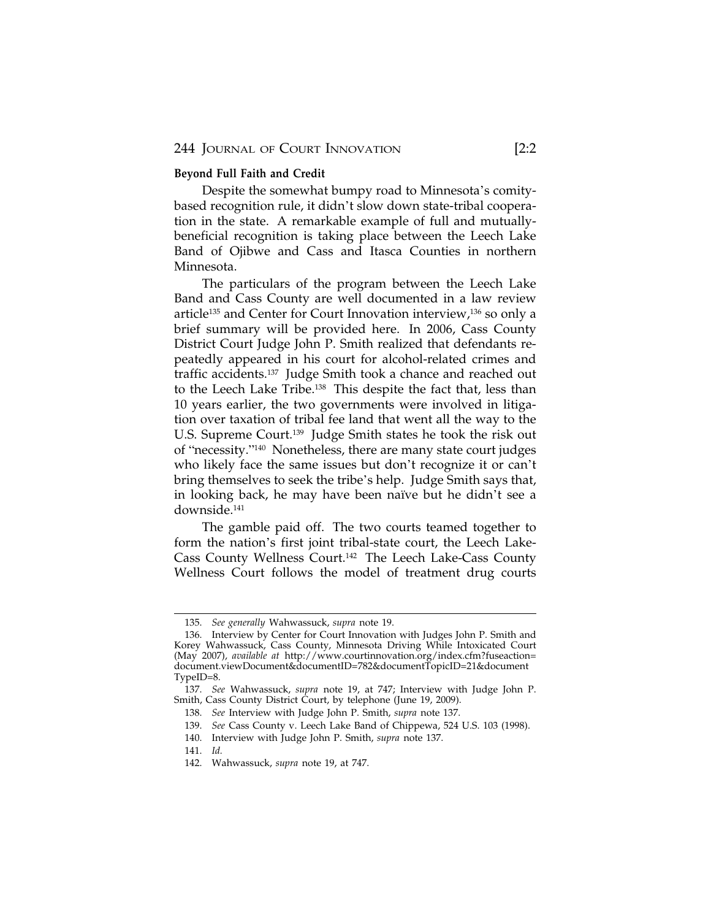### Beyond Full Faith and Credit

Despite the somewhat bumpy road to Minnesota's comity-based recognition rule, it didn't slow down state-tribal cooperation in the state. A remarkable example of full and mutually-beneficial recognition is taking place between the Leech Lake Band of Ojibwe and Cass and Itasca Counties in northern Minnesota.

The particulars of the program between the Leech Lake Band and Cass County are well documented in a law review article[135] and Center for Court Innovation interview,[136] so only a brief summary will be provided here. In 2006, Cass County District Court Judge John P. Smith realized that defendants repeatedly appeared in his court for alcohol-related crimes and traffic accidents.[137] Judge Smith took a chance and reached out to the Leech Lake Tribe.[138] This despite the fact that, less than 10 years earlier, the two governments were involved in litigation over taxation of tribal fee land that went all the way to the U.S. Supreme Court.[139] Judge Smith states he took the risk out of "necessity."[140] Nonetheless, there are many state court judges who likely face the same issues but don't recognize it or can't bring themselves to seek the tribe's help. Judge Smith says that, in looking back, he may have been naïve but he didn't see a downside.[141]

The gamble paid off. The two courts teamed together to form the nation's first joint tribal-state court, the Leech Lake-Cass County Wellness Court.[142] The Leech Lake-Cass County Wellness Court follows the model of treatment drug courts

---

135. *See generally* Wahwassuck, *supra* note 19.

136. Interview by Center for Court Innovation with Judges John P. Smith and Korey Wahwassuck, Cass County, Minnesota Driving While Intoxicated Court (May 2007), *available at* http://www.courtinnovation.org/index.cfm?fuseaction=document.viewDocument&documentID=782&documentTopicID=21&documentTypeID=8.

137. *See* Wahwassuck, *supra* note 19, at 747; Interview with Judge John P. Smith, Cass County District Court, by telephone (June 19, 2009).

138. *See* Interview with Judge John P. Smith, *supra* note 137.

139. *See* Cass County v. Leech Lake Band of Chippewa, 524 U.S. 103 (1998).

140. Interview with Judge John P. Smith, *supra* note 137.

141. *Id.*

142. Wahwassuck, *supra* note 19, at 747.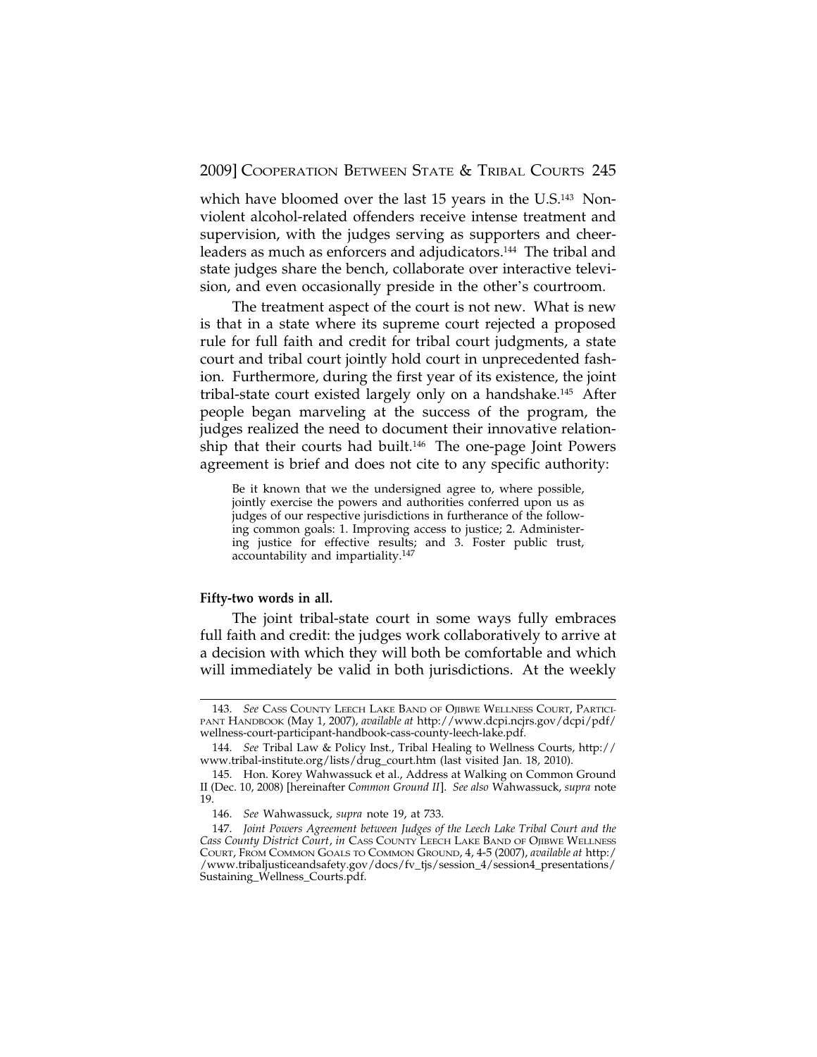which have bloomed over the last 15 years in the U.S.[143] Non-violent alcohol-related offenders receive intense treatment and supervision, with the judges serving as supporters and cheerleaders as much as enforcers and adjudicators.[144] The tribal and state judges share the bench, collaborate over interactive television, and even occasionally preside in the other's courtroom.

The treatment aspect of the court is not new. What is new is that in a state where its supreme court rejected a proposed rule for full faith and credit for tribal court judgments, a state court and tribal court jointly hold court in unprecedented fashion. Furthermore, during the first year of its existence, the joint tribal-state court existed largely only on a handshake.[145] After people began marveling at the success of the program, the judges realized the need to document their innovative relationship that their courts had built.[146] The one-page Joint Powers agreement is brief and does not cite to any specific authority:

> Be it known that we the undersigned agree to, where possible, jointly exercise the powers and authorities conferred upon us as judges of our respective jurisdictions in furtherance of the following common goals: 1. Improving access to justice; 2. Administering justice for effective results; and 3. Foster public trust, accountability and impartiality.[147]

**Fifty-two words in all.**

The joint tribal-state court in some ways fully embraces full faith and credit: the judges work collaboratively to arrive at a decision with which they will both be comfortable and which will immediately be valid in both jurisdictions. At the weekly

---

143. *See* CASS COUNTY LEECH LAKE BAND OF OJIBWE WELLNESS COURT, PARTICIPANT HANDBOOK (May 1, 2007), *available at* http://www.dcpi.ncjrs.gov/dcpi/pdf/wellness-court-participant-handbook-cass-county-leech-lake.pdf.

144. *See* Tribal Law & Policy Inst., Tribal Healing to Wellness Courts, http://www.tribal-institute.org/lists/drug_court.htm (last visited Jan. 18, 2010).

145. Hon. Korey Wahwassuck et al., Address at Walking on Common Ground II (Dec. 10, 2008) [hereinafter *Common Ground II*]. *See also* Wahwassuck, *supra* note 19.

146. *See* Wahwassuck, *supra* note 19, at 733.

147. *Joint Powers Agreement between Judges of the Leech Lake Tribal Court and the Cass County District Court*, *in* CASS COUNTY LEECH LAKE BAND OF OJIBWE WELLNESS COURT, FROM COMMON GOALS TO COMMON GROUND, 4, 4-5 (2007), *available at* http://www.tribaljusticeandsafety.gov/docs/fv_tjs/session_4/session4_presentations/Sustaining_Wellness_Courts.pdf.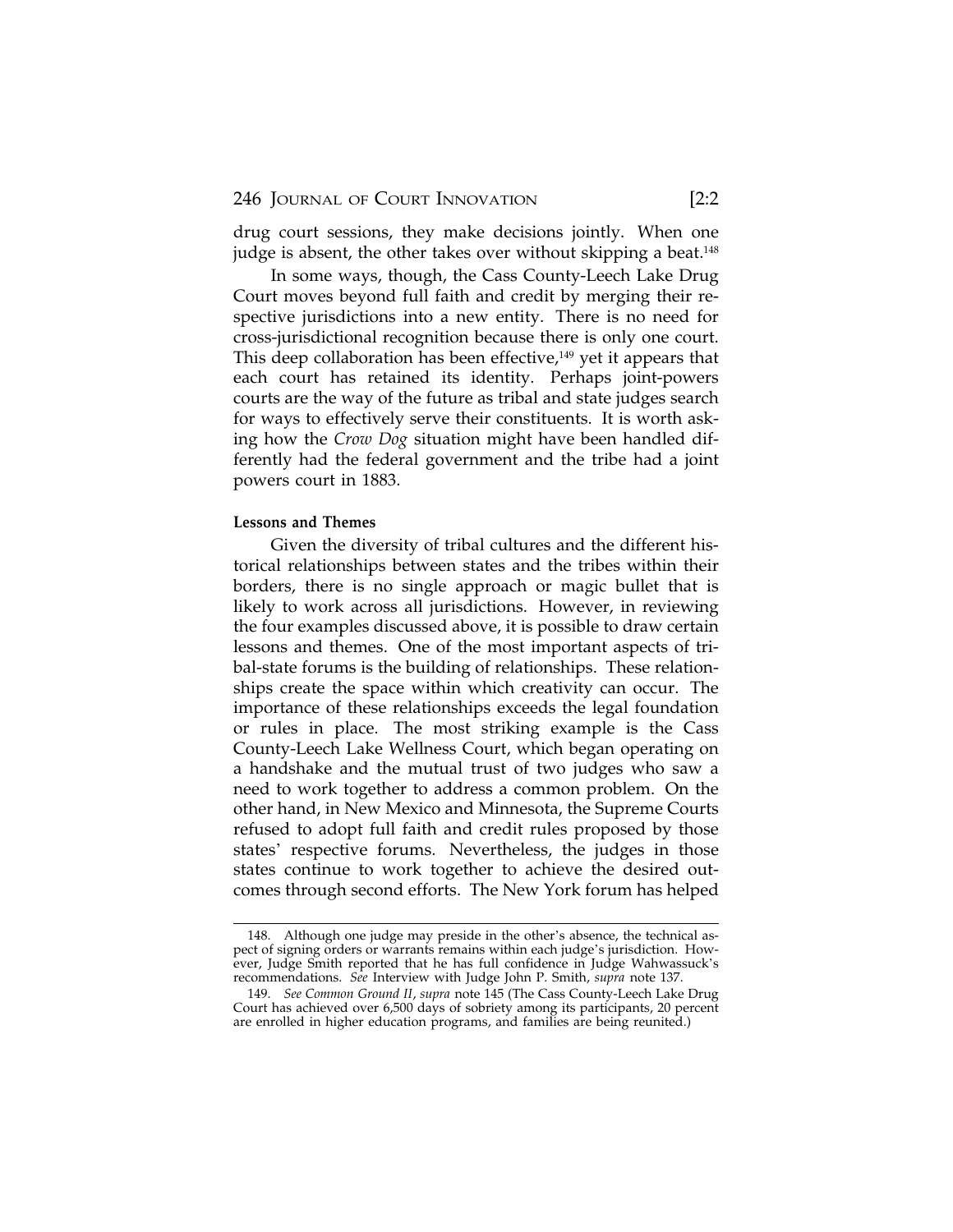drug court sessions, they make decisions jointly. When one judge is absent, the other takes over without skipping a beat.[148]

In some ways, though, the Cass County-Leech Lake Drug Court moves beyond full faith and credit by merging their respective jurisdictions into a new entity. There is no need for cross-jurisdictional recognition because there is only one court. This deep collaboration has been effective,[149] yet it appears that each court has retained its identity. Perhaps joint-powers courts are the way of the future as tribal and state judges search for ways to effectively serve their constituents. It is worth asking how the *Crow Dog* situation might have been handled differently had the federal government and the tribe had a joint powers court in 1883.

**Lessons and Themes**

Given the diversity of tribal cultures and the different historical relationships between states and the tribes within their borders, there is no single approach or magic bullet that is likely to work across all jurisdictions. However, in reviewing the four examples discussed above, it is possible to draw certain lessons and themes. One of the most important aspects of tribal-state forums is the building of relationships. These relationships create the space within which creativity can occur. The importance of these relationships exceeds the legal foundation or rules in place. The most striking example is the Cass County-Leech Lake Wellness Court, which began operating on a handshake and the mutual trust of two judges who saw a need to work together to address a common problem. On the other hand, in New Mexico and Minnesota, the Supreme Courts refused to adopt full faith and credit rules proposed by those states' respective forums. Nevertheless, the judges in those states continue to work together to achieve the desired outcomes through second efforts. The New York forum has helped

---

148. Although one judge may preside in the other's absence, the technical aspect of signing orders or warrants remains within each judge's jurisdiction. However, Judge Smith reported that he has full confidence in Judge Wahwassuck's recommendations. *See* Interview with Judge John P. Smith, *supra* note 137.

149. *See Common Ground II*, *supra* note 145 (The Cass County-Leech Lake Drug Court has achieved over 6,500 days of sobriety among its participants, 20 percent are enrolled in higher education programs, and families are being reunited.)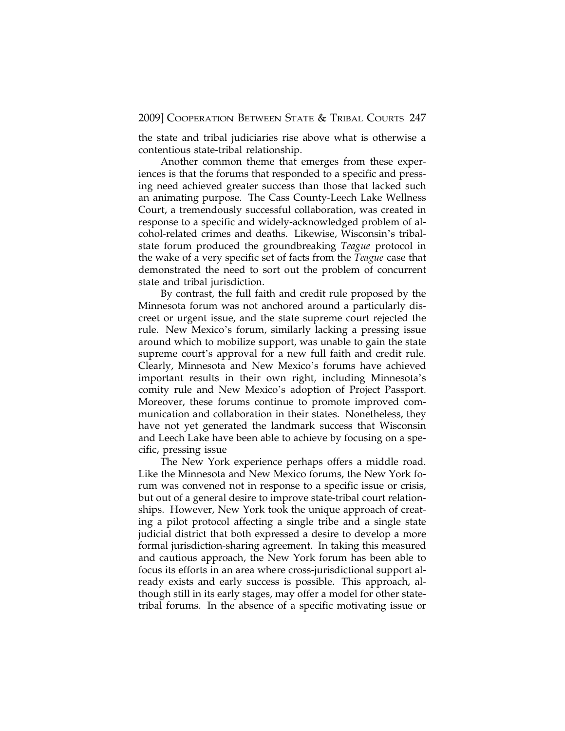the state and tribal judiciaries rise above what is otherwise a contentious state-tribal relationship.

Another common theme that emerges from these experiences is that the forums that responded to a specific and pressing need achieved greater success than those that lacked such an animating purpose. The Cass County-Leech Lake Wellness Court, a tremendously successful collaboration, was created in response to a specific and widely-acknowledged problem of alcohol-related crimes and deaths. Likewise, Wisconsin's tribal-state forum produced the groundbreaking *Teague* protocol in the wake of a very specific set of facts from the *Teague* case that demonstrated the need to sort out the problem of concurrent state and tribal jurisdiction.

By contrast, the full faith and credit rule proposed by the Minnesota forum was not anchored around a particularly discreet or urgent issue, and the state supreme court rejected the rule. New Mexico's forum, similarly lacking a pressing issue around which to mobilize support, was unable to gain the state supreme court's approval for a new full faith and credit rule. Clearly, Minnesota and New Mexico's forums have achieved important results in their own right, including Minnesota's comity rule and New Mexico's adoption of Project Passport. Moreover, these forums continue to promote improved communication and collaboration in their states. Nonetheless, they have not yet generated the landmark success that Wisconsin and Leech Lake have been able to achieve by focusing on a specific, pressing issue

The New York experience perhaps offers a middle road. Like the Minnesota and New Mexico forums, the New York forum was convened not in response to a specific issue or crisis, but out of a general desire to improve state-tribal court relationships. However, New York took the unique approach of creating a pilot protocol affecting a single tribe and a single state judicial district that both expressed a desire to develop a more formal jurisdiction-sharing agreement. In taking this measured and cautious approach, the New York forum has been able to focus its efforts in an area where cross-jurisdictional support already exists and early success is possible. This approach, although still in its early stages, may offer a model for other state-tribal forums. In the absence of a specific motivating issue or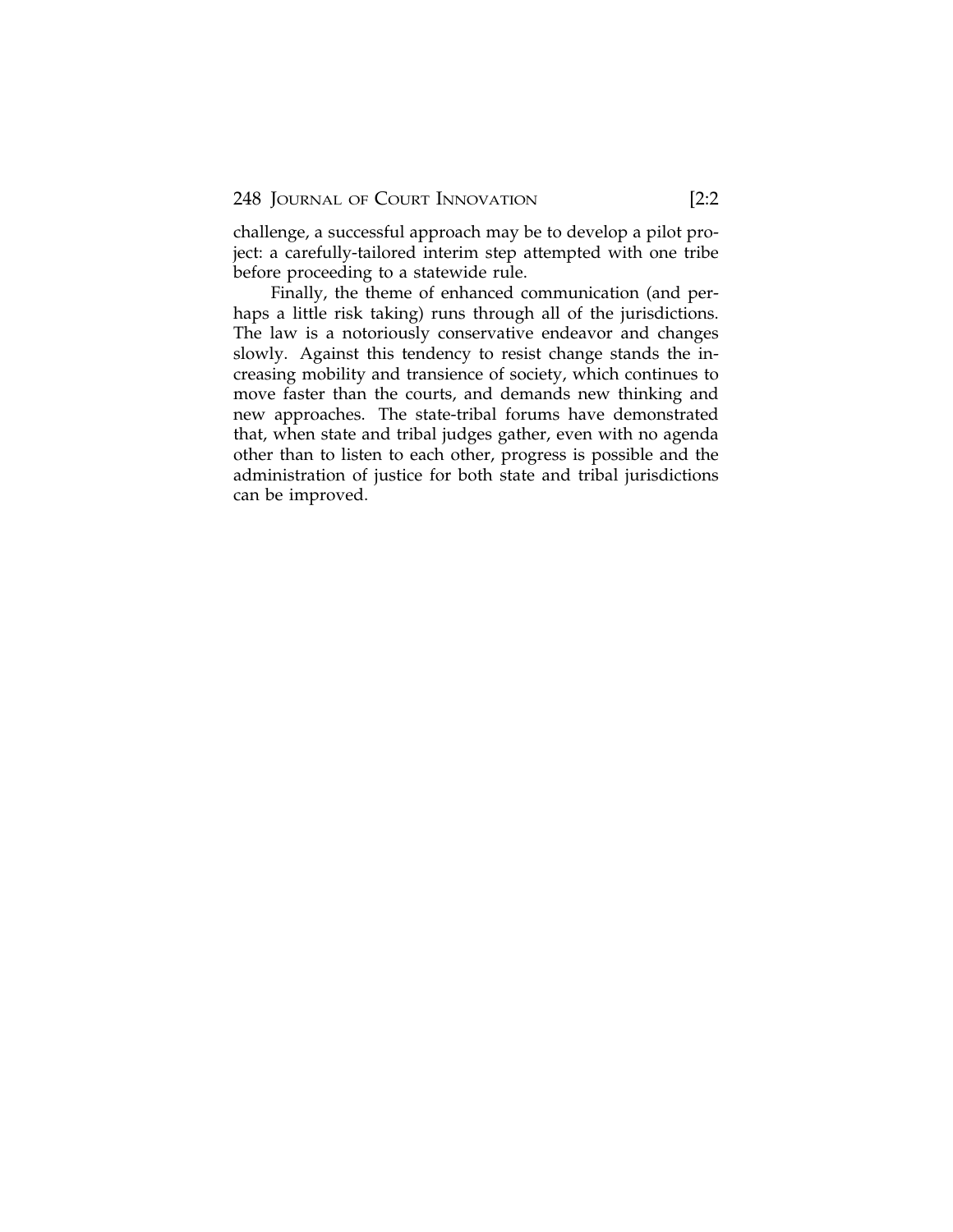challenge, a successful approach may be to develop a pilot project: a carefully-tailored interim step attempted with one tribe before proceeding to a statewide rule.

Finally, the theme of enhanced communication (and perhaps a little risk taking) runs through all of the jurisdictions. The law is a notoriously conservative endeavor and changes slowly. Against this tendency to resist change stands the increasing mobility and transience of society, which continues to move faster than the courts, and demands new thinking and new approaches. The state-tribal forums have demonstrated that, when state and tribal judges gather, even with no agenda other than to listen to each other, progress is possible and the administration of justice for both state and tribal jurisdictions can be improved.